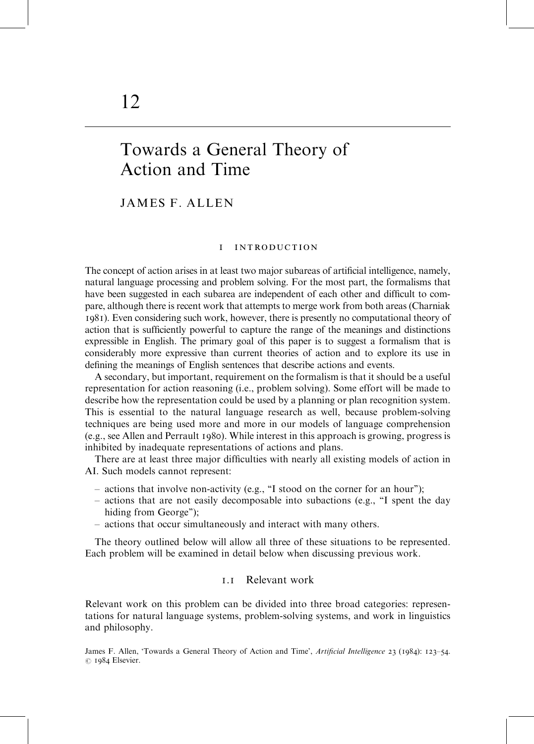# 12

# Towards a General Theory of Action and Time

JAMES F. ALLEN

## 1 INTRODUCTION

The concept of action arises in at least two major subareas of artificial intelligence, namely, natural language processing and problem solving. For the most part, the formalisms that have been suggested in each subarea are independent of each other and difficult to compare, although there is recent work that attempts to merge work from both areas (Charniak 1981). Even considering such work, however, there is presently no computational theory of action that is sufficiently powerful to capture the range of the meanings and distinctions expressible in English. The primary goal of this paper is to suggest a formalism that is considerably more expressive than current theories of action and to explore its use in defining the meanings of English sentences that describe actions and events.

A secondary, but important, requirement on the formalism is that it should be a useful representation for action reasoning (i.e., problem solving). Some effort will be made to describe how the representation could be used by a planning or plan recognition system. This is essential to the natural language research as well, because problem-solving techniques are being used more and more in our models of language comprehension (e.g., see Allen and Perrault 1980). While interest in this approach is growing, progress is inhibited by inadequate representations of actions and plans.

There are at least three major difficulties with nearly all existing models of action in AI. Such models cannot represent:

- actions that involve non-activity (e.g., "I stood on the corner for an hour");
- actions that are not easily decomposable into subactions (e.g., "I spent the day hiding from George");
- actions that occur simultaneously and interact with many others.

The theory outlined below will allow all three of these situations to be represented. Each problem will be examined in detail below when discussing previous work.

### 1.1 Relevant work

Relevant work on this problem can be divided into three broad categories: representations for natural language systems, problem-solving systems, and work in linguistics and philosophy.

James F. Allen, 'Towards a General Theory of Action and Time', *Artificial Intelligence* 23 (1984): 123–54. © 1984 Elsevier.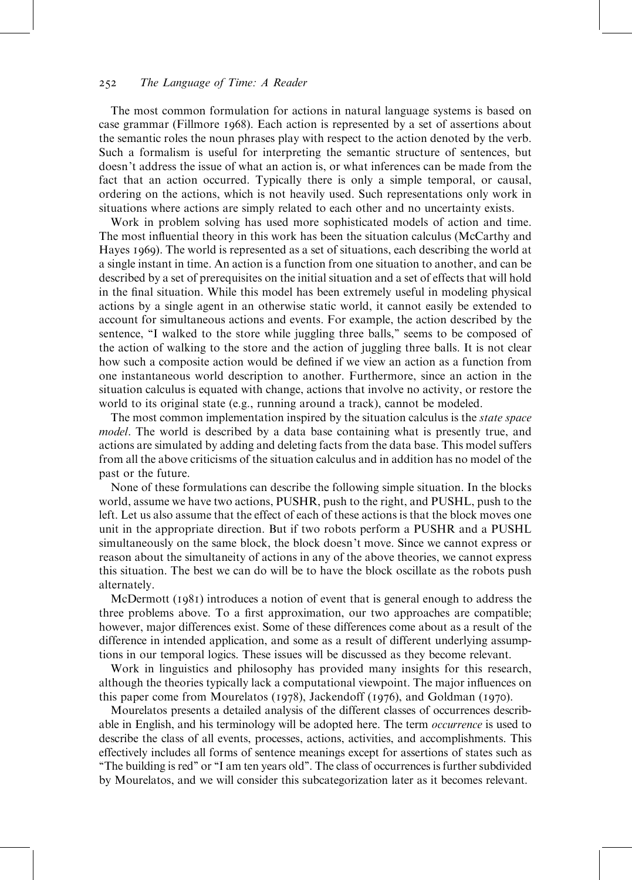The most common formulation for actions in natural language systems is based on case grammar (Fillmore 1968). Each action is represented by a set of assertions about the semantic roles the noun phrases play with respect to the action denoted by the verb. Such a formalism is useful for interpreting the semantic structure of sentences, but doesn't address the issue of what an action is, or what inferences can be made from the fact that an action occurred. Typically there is only a simple temporal, or causal, ordering on the actions, which is not heavily used. Such representations only work in situations where actions are simply related to each other and no uncertainty exists.

Work in problem solving has used more sophisticated models of action and time. The most influential theory in this work has been the situation calculus (McCarthy and Hayes 1969). The world is represented as a set of situations, each describing the world at a single instant in time. An action is a function from one situation to another, and can be described by a set of prerequisites on the initial situation and a set of effects that will hold in the final situation. While this model has been extremely useful in modeling physical actions by a single agent in an otherwise static world, it cannot easily be extended to account for simultaneous actions and events. For example, the action described by the sentence, "I walked to the store while juggling three balls," seems to be composed of the action of walking to the store and the action of juggling three balls. It is not clear how such a composite action would be defined if we view an action as a function from one instantaneous world description to another. Furthermore, since an action in the situation calculus is equated with change, actions that involve no activity, or restore the world to its original state (e.g., running around a track), cannot be modeled.

The most common implementation inspired by the situation calculus is the *state space model*. The world is described by a data base containing what is presently true, and actions are simulated by adding and deleting facts from the data base. This model suffers from all the above criticisms of the situation calculus and in addition has no model of the past or the future.

None of these formulations can describe the following simple situation. In the blocks world, assume we have two actions, PUSHR, push to the right, and PUSHL, push to the left. Let us also assume that the effect of each of these actions is that the block moves one unit in the appropriate direction. But if two robots perform a PUSHR and a PUSHL simultaneously on the same block, the block doesn't move. Since we cannot express or reason about the simultaneity of actions in any of the above theories, we cannot express this situation. The best we can do will be to have the block oscillate as the robots push alternately.

McDermott (1981) introduces a notion of event that is general enough to address the three problems above. To a first approximation, our two approaches are compatible; however, major differences exist. Some of these differences come about as a result of the difference in intended application, and some as a result of different underlying assumptions in our temporal logics. These issues will be discussed as they become relevant.

Work in linguistics and philosophy has provided many insights for this research, although the theories typically lack a computational viewpoint. The major influences on this paper come from Mourelatos (1978), Jackendoff (1976), and Goldman (1970).

Mourelatos presents a detailed analysis of the different classes of occurrences describable in English, and his terminology will be adopted here. The term *occurrence* is used to describe the class of all events, processes, actions, activities, and accomplishments. This effectively includes all forms of sentence meanings except for assertions of states such as "The building is red" or "I am ten years old". The class of occurrences is further subdivided by Mourelatos, and we will consider this subcategorization later as it becomes relevant.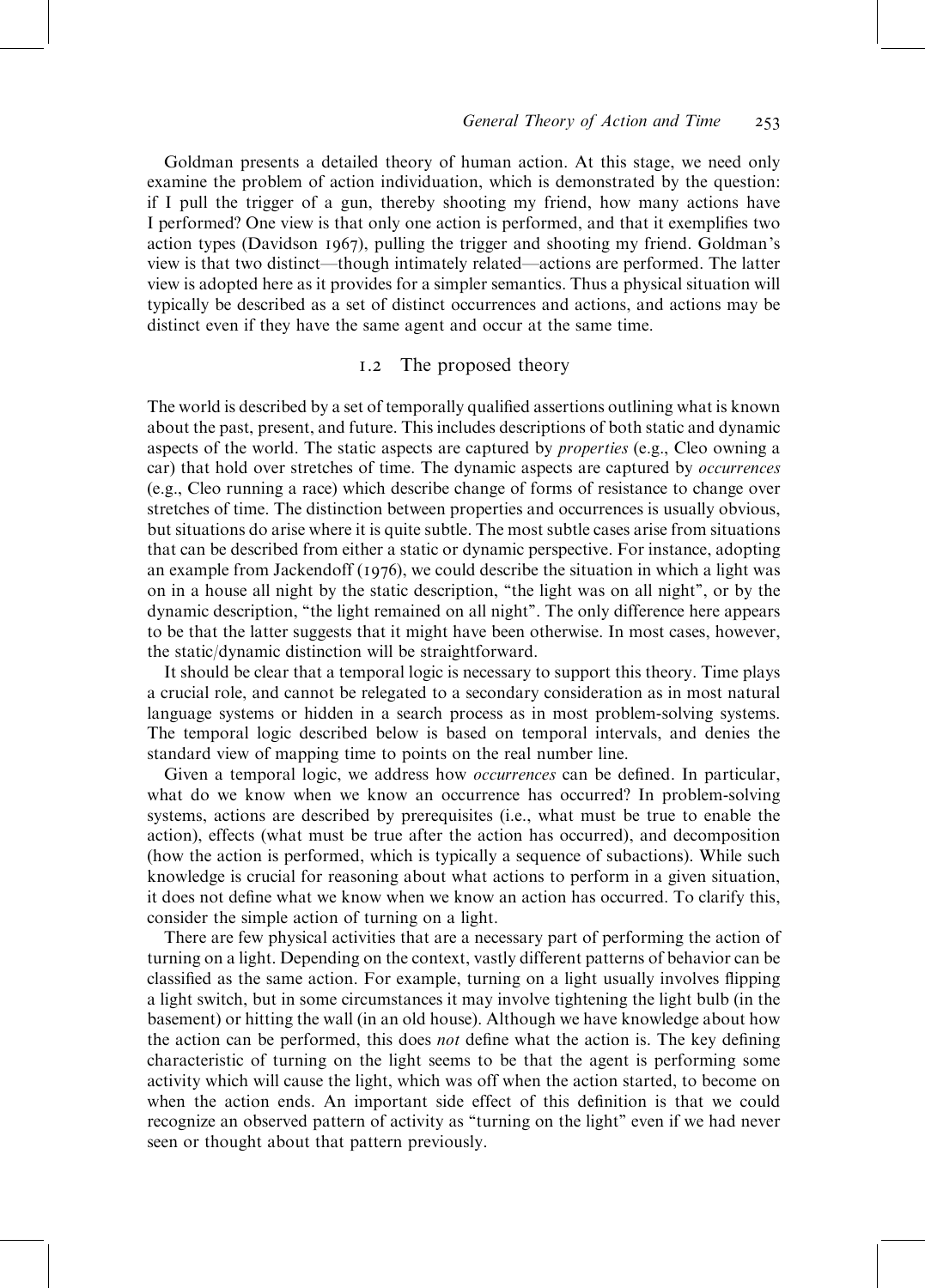Goldman presents a detailed theory of human action. At this stage, we need only examine the problem of action individuation, which is demonstrated by the question: if I pull the trigger of a gun, thereby shooting my friend, how many actions have I performed? One view is that only one action is performed, and that it exemplifies two action types (Davidson 1967), pulling the trigger and shooting my friend. Goldman's view is that two distinct—though intimately related—actions are performed. The latter view is adopted here as it provides for a simpler semantics. Thus a physical situation will typically be described as a set of distinct occurrences and actions, and actions may be distinct even if they have the same agent and occur at the same time.

## 1.2 The proposed theory

The world is described by a set of temporally qualified assertions outlining what is known about the past, present, and future. This includes descriptions of both static and dynamic aspects of the world. The static aspects are captured by *properties* (e.g., Cleo owning a car) that hold over stretches of time. The dynamic aspects are captured by *occurrences* (e.g., Cleo running a race) which describe change of forms of resistance to change over stretches of time. The distinction between properties and occurrences is usually obvious, but situations do arise where it is quite subtle. The most subtle cases arise from situations that can be described from either a static or dynamic perspective. For instance, adopting an example from Jackendoff (1976), we could describe the situation in which a light was on in a house all night by the static description, "the light was on all night", or by the dynamic description, "the light remained on all night". The only difference here appears to be that the latter suggests that it might have been otherwise. In most cases, however, the static/dynamic distinction will be straightforward.

It should be clear that a temporal logic is necessary to support this theory. Time plays a crucial role, and cannot be relegated to a secondary consideration as in most natural language systems or hidden in a search process as in most problem-solving systems. The temporal logic described below is based on temporal intervals, and denies the standard view of mapping time to points on the real number line.

Given a temporal logic, we address how *occurrences* can be defined. In particular, what do we know when we know an occurrence has occurred? In problem-solving systems, actions are described by prerequisites (i.e., what must be true to enable the action), effects (what must be true after the action has occurred), and decomposition (how the action is performed, which is typically a sequence of subactions). While such knowledge is crucial for reasoning about what actions to perform in a given situation, it does not define what we know when we know an action has occurred. To clarify this, consider the simple action of turning on a light.

There are few physical activities that are a necessary part of performing the action of turning on a light. Depending on the context, vastly different patterns of behavior can be classified as the same action. For example, turning on a light usually involves flipping a light switch, but in some circumstances it may involve tightening the light bulb (in the basement) or hitting the wall (in an old house). Although we have knowledge about how the action can be performed, this does *not* define what the action is. The key defining characteristic of turning on the light seems to be that the agent is performing some activity which will cause the light, which was off when the action started, to become on when the action ends. An important side effect of this definition is that we could recognize an observed pattern of activity as "turning on the light" even if we had never seen or thought about that pattern previously.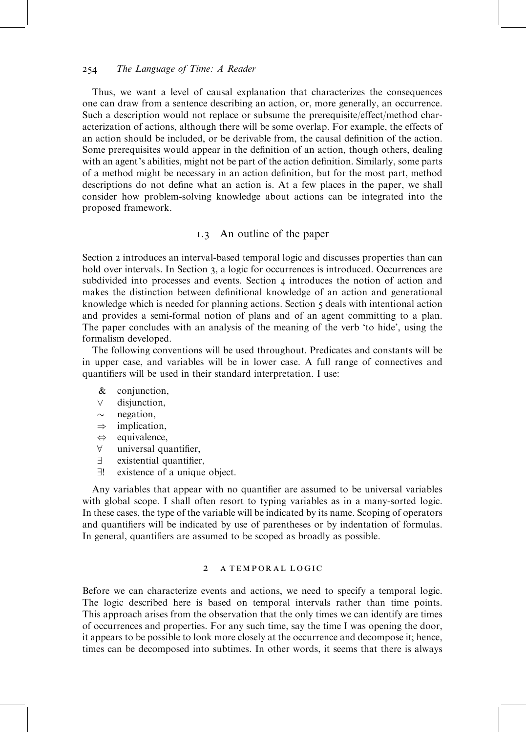Thus, we want a level of causal explanation that characterizes the consequences one can draw from a sentence describing an action, or, more generally, an occurrence. Such a description would not replace or subsume the prerequisite/effect/method characterization of actions, although there will be some overlap. For example, the effects of an action should be included, or be derivable from, the causal definition of the action. Some prerequisites would appear in the definition of an action, though others, dealing with an agent's abilities, might not be part of the action definition. Similarly, some parts of a method might be necessary in an action definition, but for the most part, method descriptions do not define what an action is. At a few places in the paper, we shall consider how problem-solving knowledge about actions can be integrated into the proposed framework.

### 1.3 An outline of the paper

Section 2 introduces an interval-based temporal logic and discusses properties than can hold over intervals. In Section 3, a logic for occurrences is introduced. Occurrences are subdivided into processes and events. Section 4 introduces the notion of action and makes the distinction between definitional knowledge of an action and generational knowledge which is needed for planning actions. Section 5 deals with intentional action and provides a semi-formal notion of plans and of an agent committing to a plan. The paper concludes with an analysis of the meaning of the verb 'to hide', using the formalism developed.

The following conventions will be used throughout. Predicates and constants will be in upper case, and variables will be in lower case. A full range of connectives and quantifiers will be used in their standard interpretation. I use:

- $\&$ conjunction,
- $\vee$ disjunction,
- $\sim$ negation,
- $\Rightarrow$ implication,
- $\Leftrightarrow$ equivalence,
- $\forall$ universal quantifier,
- $\exists$ existential quantifier,
- $\exists!$ existence of a unique object.

Any variables that appear with no quantifier are assumed to be universal variables with global scope. I shall often resort to typing variables as in a many-sorted logic. In these cases, the type of the variable will be indicated by its name. Scoping of operators and quantifiers will be indicated by use of parentheses or by indentation of formulas. In general, quantifiers are assumed to be scoped as broadly as possible.

## 2 A TEMPORAL LOGIC

Before we can characterize events and actions, we need to specify a temporal logic. The logic described here is based on temporal intervals rather than time points. This approach arises from the observation that the only times we can identify are times of occurrences and properties. For any such time, say the time I was opening the door, it appears to be possible to look more closely at the occurrence and decompose it; hence, times can be decomposed into subtimes. In other words, it seems that there is always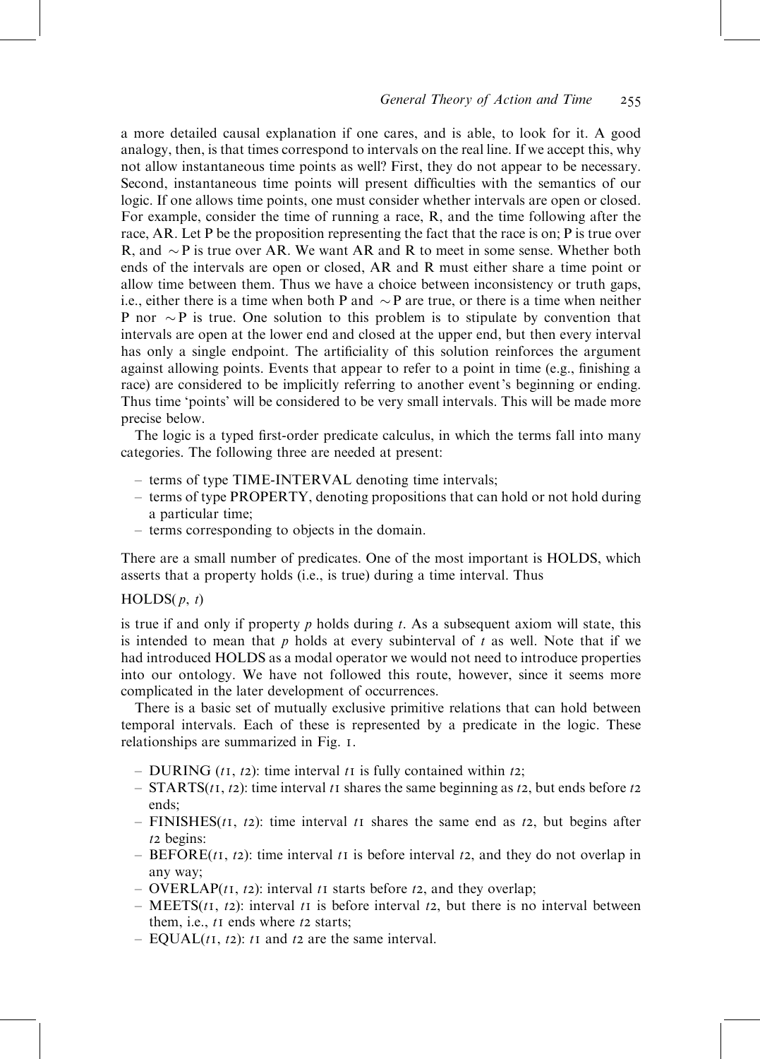a more detailed causal explanation if one cares, and is able, to look for it. A good analogy, then, is that times correspond to intervals on the real line. If we accept this, why not allow instantaneous time points as well? First, they do not appear to be necessary. Second, instantaneous time points will present difficulties with the semantics of our logic. If one allows time points, one must consider whether intervals are open or closed. For example, consider the time of running a race, R, and the time following after the race, AR. Let P be the proposition representing the fact that the race is on; P is true over R, and ∼P is true over AR. We want AR and R to meet in some sense. Whether both ends of the intervals are open or closed, AR and R must either share a time point or allow time between them. Thus we have a choice between inconsistency or truth gaps, i.e., either there is a time when both P and ∼P are true, or there is a time when neither P nor ∼P is true. One solution to this problem is to stipulate by convention that intervals are open at the lower end and closed at the upper end, but then every interval has only a single endpoint. The artificiality of this solution reinforces the argument against allowing points. Events that appear to refer to a point in time (e.g., finishing a race) are considered to be implicitly referring to another event's beginning or ending. Thus time 'points' will be considered to be very small intervals. This will be made more precise below.

The logic is a typed first-order predicate calculus, in which the terms fall into many categories. The following three are needed at present:

- terms of type TIME-INTERVAL denoting time intervals;
- terms of type PROPERTY, denoting propositions that can hold or not hold during a particular time;
- terms corresponding to objects in the domain.

There are a small number of predicates. One of the most important is HOLDS, which asserts that a property holds (i.e., is true) during a time interval. Thus

HOLDS($p$, $t$)

is true if and only if property $p$ holds during $t$. As a subsequent axiom will state, this is intended to mean that $p$ holds at every subinterval of $t$ as well. Note that if we had introduced HOLDS as a modal operator we would not need to introduce properties into our ontology. We have not followed this route, however, since it seems more complicated in the later development of occurrences.

There is a basic set of mutually exclusive primitive relations that can hold between temporal intervals. Each of these is represented by a predicate in the logic. These relationships are summarized in Fig. 1.

- DURING ($t1$, $t2$): time interval $t1$ is fully contained within $t2$;
- STARTS($t1$, $t2$): time interval $t1$ shares the same beginning as $t2$, but ends before $t2$ ends;
- FINISHES($t1$, $t2$): time interval $t1$ shares the same end as $t2$, but begins after $t2$ begins:
- BEFORE($t1$, $t2$): time interval $t1$ is before interval $t2$, and they do not overlap in any way;
- OVERLAP($t1$, $t2$): interval $t1$ starts before $t2$, and they overlap;
- MEETS($t1$, $t2$): interval $t1$ is before interval $t2$, but there is no interval between them, i.e., $t1$ ends where $t2$ starts;
- EQUAL($t1$, $t2$): $t1$ and $t2$ are the same interval.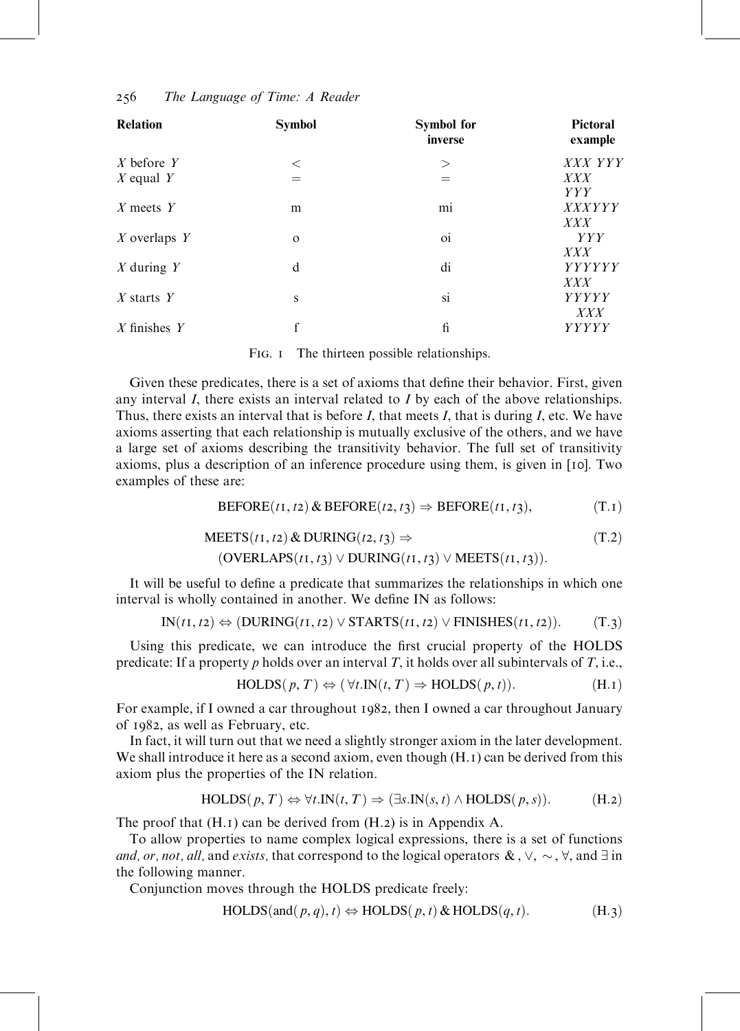| Relation | Symbol | Symbol for inverse | Pictoral example |
|---|---|---|---|
| *X* before *Y* | < | > | *XXX YYY* |
| *X* equal *Y* | = | = | *XXX*<br>*YYY* |
| *X* meets *Y* | m | mi | *XXXYYY* |
| *X* overlaps *Y* | o | oi | *XXX*<br>*YYY* |
| *X* during *Y* | d | di | *XXX*<br>*YYYYYY* |
| *X* starts *Y* | s | si | *XXX*<br>*YYYYY* |
| *X* finishes *Y* | f | fi | *XXX*<br>*YYYYY* |

Fig. 1 The thirteen possible relationships.

Given these predicates, there is a set of axioms that define their behavior. First, given any interval *I*, there exists an interval related to *I* by each of the above relationships. Thus, there exists an interval that is before *I*, that meets *I*, that is during *I*, etc. We have axioms asserting that each relationship is mutually exclusive of the others, and we have a large set of axioms describing the transitivity behavior. The full set of transitivity axioms, plus a description of an inference procedure using them, is given in [10]. Two examples of these are:

$$\text{BEFORE}(t1, t2) \,\&\, \text{BEFORE}(t2, t3) \Rightarrow \text{BEFORE}(t1, t3), \tag{T.1}$$

$$\text{MEETS}(t1, t2) \,\&\, \text{DURING}(t2, t3) \Rightarrow (\text{OVERLAPS}(t1, t3) \vee \text{DURING}(t1, t3) \vee \text{MEETS}(t1, t3)). \tag{T.2}$$

It will be useful to define a predicate that summarizes the relationships in which one interval is wholly contained in another. We define IN as follows:

$$\text{IN}(t1, t2) \Leftrightarrow (\text{DURING}(t1, t2) \vee \text{STARTS}(t1, t2) \vee \text{FINISHES}(t1, t2)). \tag{T.3}$$

Using this predicate, we can introduce the first crucial property of the HOLDS predicate: If a property *p* holds over an interval *T*, it holds over all subintervals of *T*, i.e.,

$$\text{HOLDS}(p, T) \Leftrightarrow (\forall t.\text{IN}(t, T) \Rightarrow \text{HOLDS}(p, t)). \tag{H.1}$$

For example, if I owned a car throughout 1982, then I owned a car throughout January of 1982, as well as February, etc.

In fact, it will turn out that we need a slightly stronger axiom in the later development. We shall introduce it here as a second axiom, even though (H.1) can be derived from this axiom plus the properties of the IN relation.

$$\text{HOLDS}(p, T) \Leftrightarrow \forall t.\text{IN}(t, T) \Rightarrow (\exists s.\text{IN}(s, t) \wedge \text{HOLDS}(p, s)). \tag{H.2}$$

The proof that (H.1) can be derived from (H.2) is in Appendix A.

To allow properties to name complex logical expressions, there is a set of functions *and, or, not, all,* and *exists,* that correspond to the logical operators $\&$, $\vee$, $\sim$, $\forall$, and $\exists$ in the following manner.

Conjunction moves through the HOLDS predicate freely:

$$\text{HOLDS}(\text{and}(p, q), t) \Leftrightarrow \text{HOLDS}(p, t) \,\&\, \text{HOLDS}(q, t). \tag{H.3}$$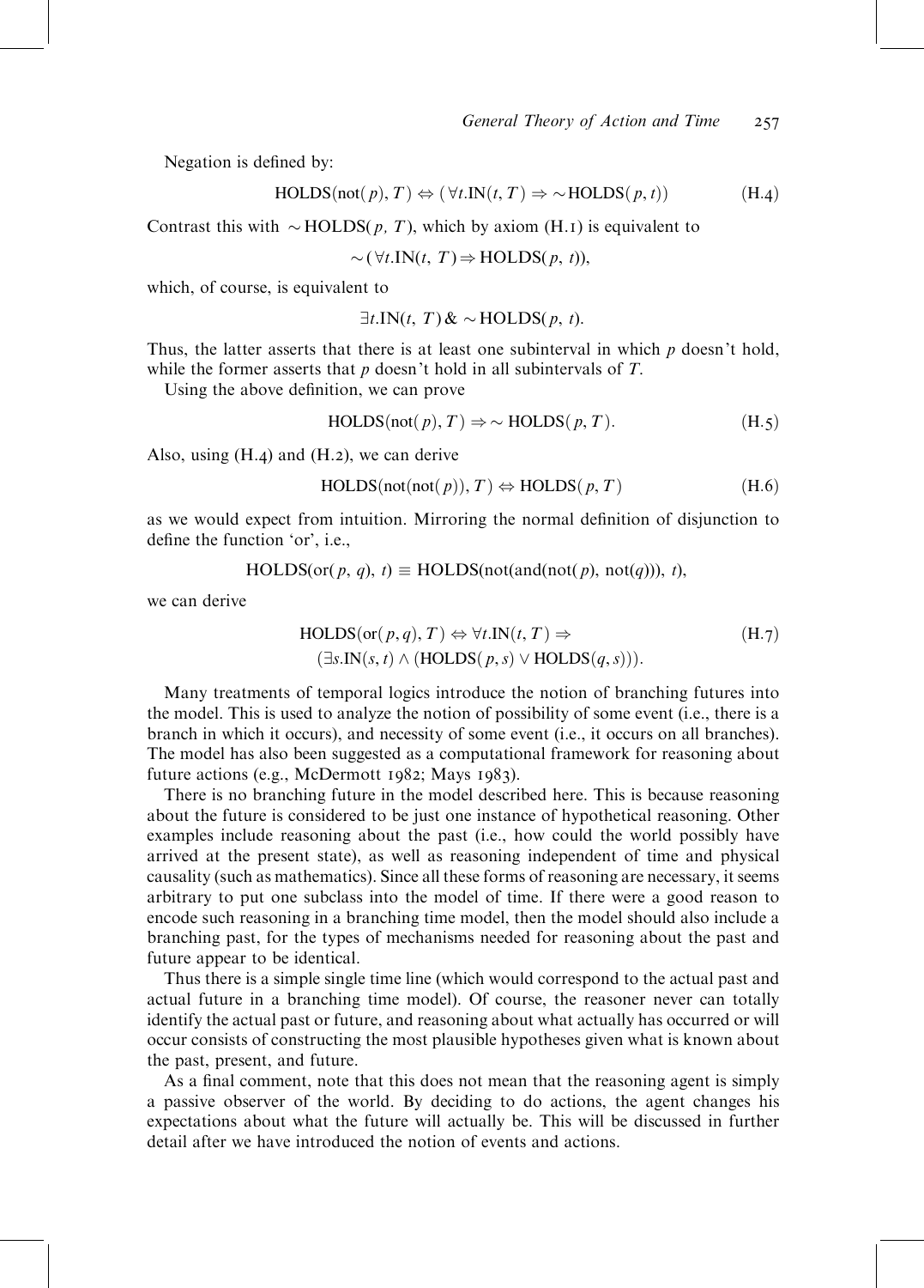Negation is defined by:

$$\text{HOLDS}(\text{not}(p), T) \Leftrightarrow (\forall t.\text{IN}(t, T) \Rightarrow \sim\text{HOLDS}(p, t)) \tag{H.4}$$

Contrast this with $\sim\text{HOLDS}(p, T)$, which by axiom (H.1) is equivalent to

$$\sim(\forall t.\text{IN}(t, T) \Rightarrow \text{HOLDS}(p, t)),$$

which, of course, is equivalent to

$$\exists t.\text{IN}(t, T) \,\&\, \sim\text{HOLDS}(p, t).$$

Thus, the latter asserts that there is at least one subinterval in which $p$ doesn't hold, while the former asserts that $p$ doesn't hold in all subintervals of $T$.

Using the above definition, we can prove

$$\text{HOLDS}(\text{not}(p), T) \Rightarrow \sim\text{HOLDS}(p, T). \tag{H.5}$$

Also, using (H.4) and (H.2), we can derive

$$\text{HOLDS}(\text{not}(\text{not}(p)), T) \Leftrightarrow \text{HOLDS}(p, T) \tag{H.6}$$

as we would expect from intuition. Mirroring the normal definition of disjunction to define the function 'or', i.e.,

$$\text{HOLDS}(\text{or}(p, q), t) \equiv \text{HOLDS}(\text{not}(\text{and}(\text{not}(p), \text{not}(q))), t),$$

we can derive

$$\begin{aligned} &\text{HOLDS}(\text{or}(p, q), T) \Leftrightarrow \forall t.\text{IN}(t, T) \Rightarrow \\ &\quad (\exists s.\text{IN}(s, t) \wedge (\text{HOLDS}(p, s) \vee \text{HOLDS}(q, s))). \end{aligned} \tag{H.7}$$

Many treatments of temporal logics introduce the notion of branching futures into the model. This is used to analyze the notion of possibility of some event (i.e., there is a branch in which it occurs), and necessity of some event (i.e., it occurs on all branches). The model has also been suggested as a computational framework for reasoning about future actions (e.g., McDermott 1982; Mays 1983).

There is no branching future in the model described here. This is because reasoning about the future is considered to be just one instance of hypothetical reasoning. Other examples include reasoning about the past (i.e., how could the world possibly have arrived at the present state), as well as reasoning independent of time and physical causality (such as mathematics). Since all these forms of reasoning are necessary, it seems arbitrary to put one subclass into the model of time. If there were a good reason to encode such reasoning in a branching time model, then the model should also include a branching past, for the types of mechanisms needed for reasoning about the past and future appear to be identical.

Thus there is a simple single time line (which would correspond to the actual past and actual future in a branching time model). Of course, the reasoner never can totally identify the actual past or future, and reasoning about what actually has occurred or will occur consists of constructing the most plausible hypotheses given what is known about the past, present, and future.

As a final comment, note that this does not mean that the reasoning agent is simply a passive observer of the world. By deciding to do actions, the agent changes his expectations about what the future will actually be. This will be discussed in further detail after we have introduced the notion of events and actions.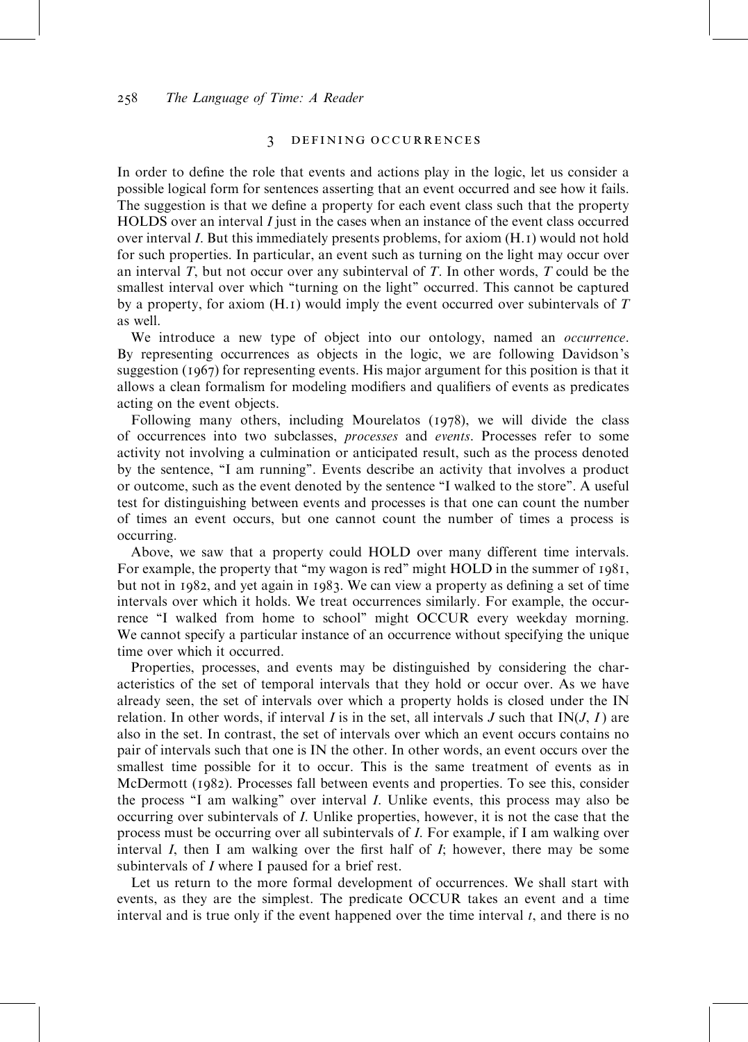## 3 DEFINING OCCURRENCES

In order to define the role that events and actions play in the logic, let us consider a possible logical form for sentences asserting that an event occurred and see how it fails. The suggestion is that we define a property for each event class such that the property HOLDS over an interval $I$ just in the cases when an instance of the event class occurred over interval $I$. But this immediately presents problems, for axiom (H.1) would not hold for such properties. In particular, an event such as turning on the light may occur over an interval $T$, but not occur over any subinterval of $T$. In other words, $T$ could be the smallest interval over which "turning on the light" occurred. This cannot be captured by a property, for axiom (H.1) would imply the event occurred over subintervals of $T$ as well.

We introduce a new type of object into our ontology, named an *occurrence*. By representing occurrences as objects in the logic, we are following Davidson's suggestion (1967) for representing events. His major argument for this position is that it allows a clean formalism for modeling modifiers and qualifiers of events as predicates acting on the event objects.

Following many others, including Mourelatos (1978), we will divide the class of occurrences into two subclasses, *processes* and *events*. Processes refer to some activity not involving a culmination or anticipated result, such as the process denoted by the sentence, "I am running". Events describe an activity that involves a product or outcome, such as the event denoted by the sentence "I walked to the store". A useful test for distinguishing between events and processes is that one can count the number of times an event occurs, but one cannot count the number of times a process is occurring.

Above, we saw that a property could HOLD over many different time intervals. For example, the property that "my wagon is red" might HOLD in the summer of 1981, but not in 1982, and yet again in 1983. We can view a property as defining a set of time intervals over which it holds. We treat occurrences similarly. For example, the occurrence "I walked from home to school" might OCCUR every weekday morning. We cannot specify a particular instance of an occurrence without specifying the unique time over which it occurred.

Properties, processes, and events may be distinguished by considering the characteristics of the set of temporal intervals that they hold or occur over. As we have already seen, the set of intervals over which a property holds is closed under the IN relation. In other words, if interval $I$ is in the set, all intervals $J$ such that IN($J$, $I$) are also in the set. In contrast, the set of intervals over which an event occurs contains no pair of intervals such that one is IN the other. In other words, an event occurs over the smallest time possible for it to occur. This is the same treatment of events as in McDermott (1982). Processes fall between events and properties. To see this, consider the process "I am walking" over interval $I$. Unlike events, this process may also be occurring over subintervals of $I$. Unlike properties, however, it is not the case that the process must be occurring over all subintervals of $I$. For example, if I am walking over interval $I$, then I am walking over the first half of $I$; however, there may be some subintervals of $I$ where I paused for a brief rest.

Let us return to the more formal development of occurrences. We shall start with events, as they are the simplest. The predicate OCCUR takes an event and a time interval and is true only if the event happened over the time interval $t$, and there is no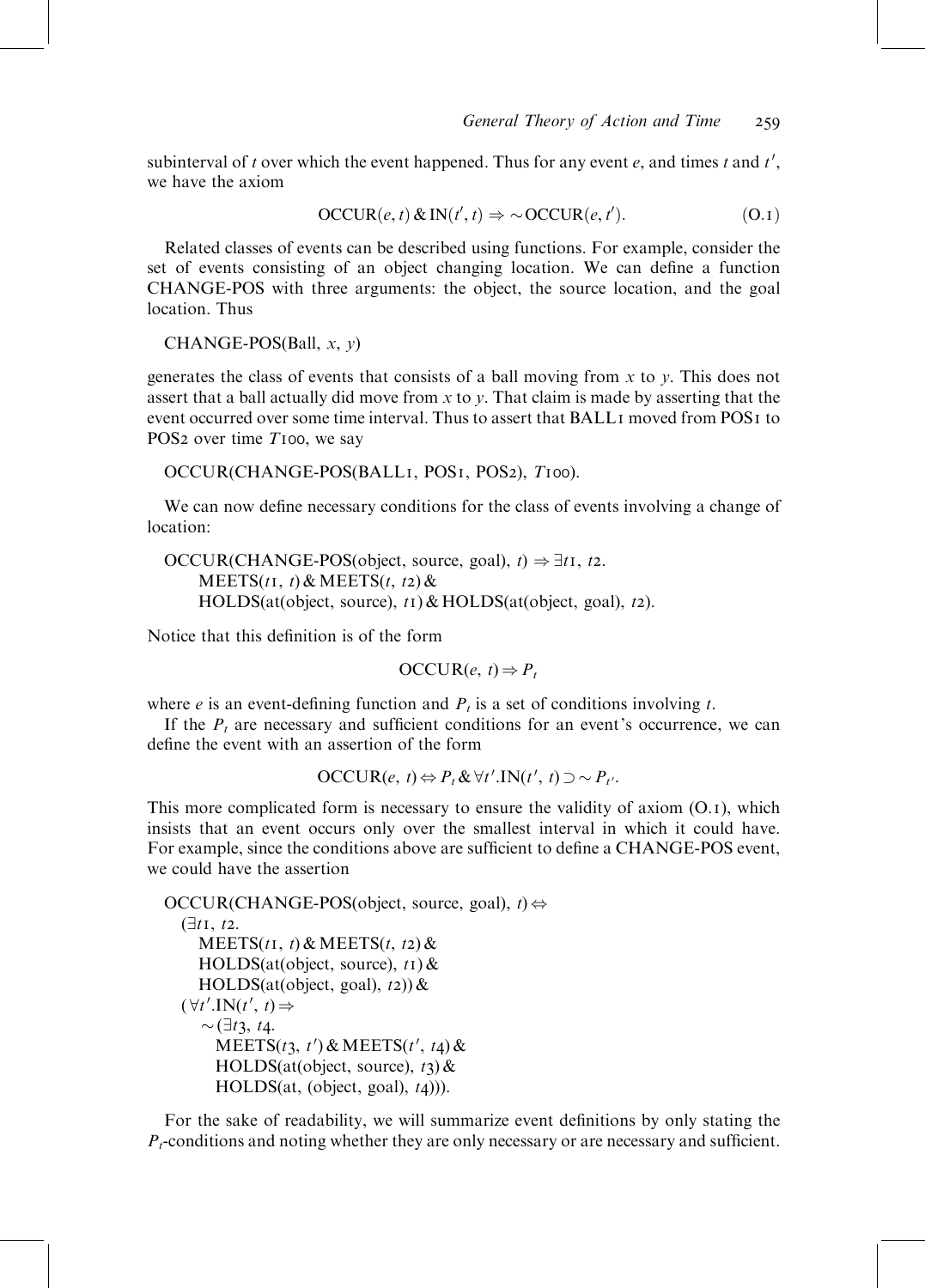subinterval of $t$ over which the event happened. Thus for any event $e$, and times $t$ and $t'$, we have the axiom

$$\text{OCCUR}(e, t) \,\&\, \text{IN}(t', t) \Rightarrow {\sim}\text{OCCUR}(e, t'). \tag{O.1}$$

Related classes of events can be described using functions. For example, consider the set of events consisting of an object changing location. We can define a function CHANGE-POS with three arguments: the object, the source location, and the goal location. Thus

CHANGE-POS(Ball, $x$, $y$)

generates the class of events that consists of a ball moving from $x$ to $y$. This does not assert that a ball actually did move from $x$ to $y$. That claim is made by asserting that the event occurred over some time interval. Thus to assert that BALL1 moved from POS1 to POS2 over time $T100$, we say

OCCUR(CHANGE-POS(BALL1, POS1, POS2), $T100$).

We can now define necessary conditions for the class of events involving a change of location:

OCCUR(CHANGE-POS(object, source, goal), $t$) $\Rightarrow \exists t1, t2.$
  MEETS($t1$, $t$) & MEETS($t$, $t2$) &
  HOLDS(at(object, source), $t1$) & HOLDS(at(object, goal), $t2$).

Notice that this definition is of the form

$$\text{OCCUR}(e, t) \Rightarrow P_t$$

where $e$ is an event-defining function and $P_t$ is a set of conditions involving $t$.

If the $P_t$ are necessary and sufficient conditions for an event's occurrence, we can define the event with an assertion of the form

$$\text{OCCUR}(e, t) \Leftrightarrow P_t \,\&\, \forall t'.\text{IN}(t', t) \supset {\sim} P_{t'}.$$

This more complicated form is necessary to ensure the validity of axiom (O.1), which insists that an event occurs only over the smallest interval in which it could have. For example, since the conditions above are sufficient to define a CHANGE-POS event, we could have the assertion

OCCUR(CHANGE-POS(object, source, goal), $t$) $\Leftrightarrow$
 ($\exists t1, t2.$
  MEETS($t1$, $t$) & MEETS($t$, $t2$) &
  HOLDS(at(object, source), $t1$) &
  HOLDS(at(object, goal), $t2$)) &
 ($\forall t'.$IN($t'$, $t$) $\Rightarrow$
  $\sim$($\exists t3, t4.$
   MEETS($t3$, $t'$) & MEETS($t'$, $t4$) &
   HOLDS(at(object, source), $t3$) &
   HOLDS(at, (object, goal), $t4$))).

For the sake of readability, we will summarize event definitions by only stating the $P_t$-conditions and noting whether they are only necessary or are necessary and sufficient.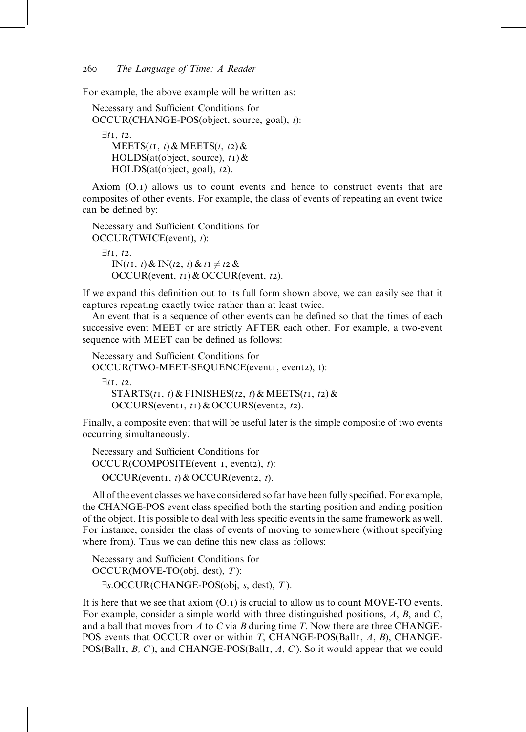For example, the above example will be written as:

Necessary and Sufficient Conditions for
OCCUR(CHANGE-POS(object, source, goal), $t$):

$\exists t1, t2.$
MEETS($t1$, $t$) & MEETS($t$, $t2$) &
HOLDS(at(object, source), $t1$) &
HOLDS(at(object, goal), $t2$).

Axiom (O.1) allows us to count events and hence to construct events that are composites of other events. For example, the class of events of repeating an event twice can be defined by:

Necessary and Sufficient Conditions for
OCCUR(TWICE(event), $t$):

$\exists t1, t2.$
IN($t1$, $t$) & IN($t2$, $t$) & $t1 \neq t2$ &
OCCUR(event, $t1$) & OCCUR(event, $t2$).

If we expand this definition out to its full form shown above, we can easily see that it captures repeating exactly twice rather than at least twice.

An event that is a sequence of other events can be defined so that the times of each successive event MEET or are strictly AFTER each other. For example, a two-event sequence with MEET can be defined as follows:

Necessary and Sufficient Conditions for
OCCUR(TWO-MEET-SEQUENCE(event1, event2), t):

$\exists t1, t2.$
STARTS($t1$, $t$) & FINISHES($t2$, $t$) & MEETS($t1$, $t2$) &
OCCURS(event1, $t1$) & OCCURS(event2, $t2$).

Finally, a composite event that will be useful later is the simple composite of two events occurring simultaneously.

Necessary and Sufficient Conditions for
OCCUR(COMPOSITE(event 1, event2), $t$):

OCCUR(event1, $t$) & OCCUR(event2, $t$).

All of the event classes we have considered so far have been fully specified. For example, the CHANGE-POS event class specified both the starting position and ending position of the object. It is possible to deal with less specific events in the same framework as well. For instance, consider the class of events of moving to somewhere (without specifying where from). Thus we can define this new class as follows:

Necessary and Sufficient Conditions for
OCCUR(MOVE-TO(obj, dest), $T$):

$\exists s.$OCCUR(CHANGE-POS(obj, $s$, dest), $T$).

It is here that we see that axiom (O.1) is crucial to allow us to count MOVE-TO events. For example, consider a simple world with three distinguished positions, $A$, $B$, and $C$, and a ball that moves from $A$ to $C$ via $B$ during time $T$. Now there are three CHANGE-POS events that OCCUR over or within $T$, CHANGE-POS(Ball1, $A$, $B$), CHANGE-POS(Ball1, $B$, $C$), and CHANGE-POS(Ball1, $A$, $C$). So it would appear that we could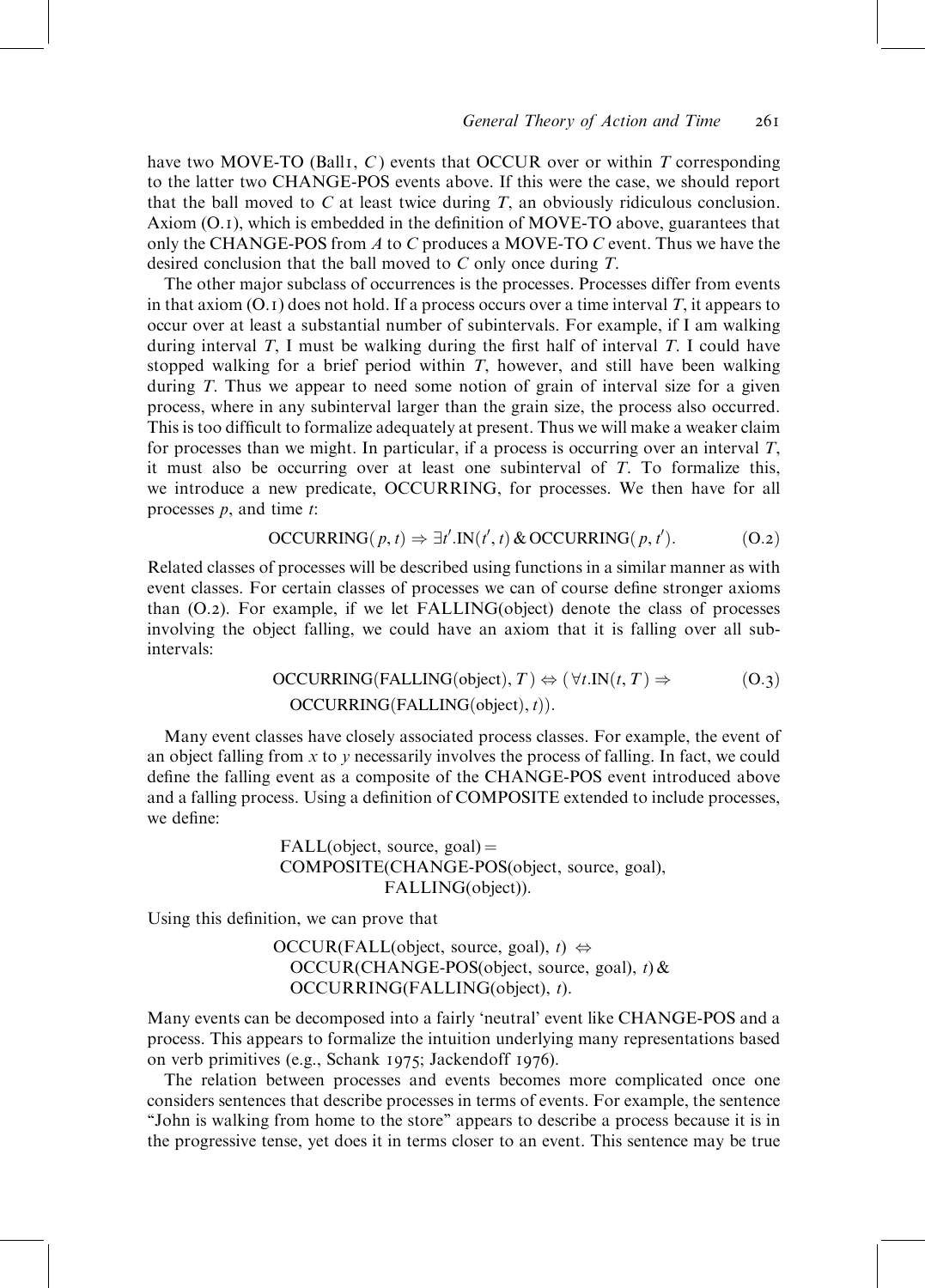have two MOVE-TO (Ball1, $C$) events that OCCUR over or within $T$ corresponding to the latter two CHANGE-POS events above. If this were the case, we should report that the ball moved to $C$ at least twice during $T$, an obviously ridiculous conclusion. Axiom (O.1), which is embedded in the definition of MOVE-TO above, guarantees that only the CHANGE-POS from $A$ to $C$ produces a MOVE-TO $C$ event. Thus we have the desired conclusion that the ball moved to $C$ only once during $T$.

The other major subclass of occurrences is the processes. Processes differ from events in that axiom (O.1) does not hold. If a process occurs over a time interval $T$, it appears to occur over at least a substantial number of subintervals. For example, if I am walking during interval $T$, I must be walking during the first half of interval $T$. I could have stopped walking for a brief period within $T$, however, and still have been walking during $T$. Thus we appear to need some notion of grain of interval size for a given process, where in any subinterval larger than the grain size, the process also occurred. This is too difficult to formalize adequately at present. Thus we will make a weaker claim for processes than we might. In particular, if a process is occurring over an interval $T$, it must also be occurring over at least one subinterval of $T$. To formalize this, we introduce a new predicate, OCCURRING, for processes. We then have for all processes $p$, and time $t$:

$$\text{OCCURRING}(p, t) \Rightarrow \exists t'.\text{IN}(t', t)\ \&\ \text{OCCURRING}(p, t'). \qquad \text{(O.2)}$$

Related classes of processes will be described using functions in a similar manner as with event classes. For certain classes of processes we can of course define stronger axioms than (O.2). For example, if we let FALLING(object) denote the class of processes involving the object falling, we could have an axiom that it is falling over all subintervals:

$$\text{OCCURRING}(\text{FALLING}(\text{object}), T) \Leftrightarrow (\forall t.\text{IN}(t, T) \Rightarrow \text{OCCURRING}(\text{FALLING}(\text{object}), t)). \qquad \text{(O.3)}$$

Many event classes have closely associated process classes. For example, the event of an object falling from $x$ to $y$ necessarily involves the process of falling. In fact, we could define the falling event as a composite of the CHANGE-POS event introduced above and a falling process. Using a definition of COMPOSITE extended to include processes, we define:

FALL(object, source, goal) =
COMPOSITE(CHANGE-POS(object, source, goal),
FALLING(object)).

Using this definition, we can prove that

OCCUR(FALL(object, source, goal), $t$) $\Leftrightarrow$
OCCUR(CHANGE-POS(object, source, goal), $t$) &
OCCURRING(FALLING(object), $t$).

Many events can be decomposed into a fairly 'neutral' event like CHANGE-POS and a process. This appears to formalize the intuition underlying many representations based on verb primitives (e.g., Schank 1975; Jackendoff 1976).

The relation between processes and events becomes more complicated once one considers sentences that describe processes in terms of events. For example, the sentence "John is walking from home to the store" appears to describe a process because it is in the progressive tense, yet does it in terms closer to an event. This sentence may be true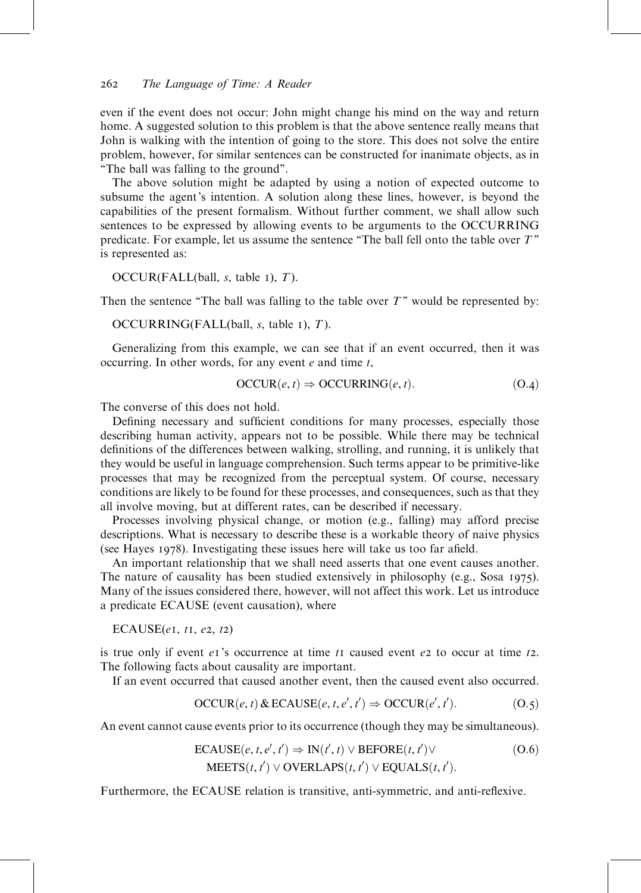even if the event does not occur: John might change his mind on the way and return home. A suggested solution to this problem is that the above sentence really means that John is walking with the intention of going to the store. This does not solve the entire problem, however, for similar sentences can be constructed for inanimate objects, as in "The ball was falling to the ground".

The above solution might be adapted by using a notion of expected outcome to subsume the agent's intention. A solution along these lines, however, is beyond the capabilities of the present formalism. Without further comment, we shall allow such sentences to be expressed by allowing events to be arguments to the OCCURRING predicate. For example, let us assume the sentence "The ball fell onto the table over $T$" is represented as:

$$\text{OCCUR}(\text{FALL}(\text{ball}, s, \text{table } 1), T).$$

Then the sentence "The ball was falling to the table over $T$" would be represented by:

$$\text{OCCURRING}(\text{FALL}(\text{ball}, s, \text{table } 1), T).$$

Generalizing from this example, we can see that if an event occurred, then it was occurring. In other words, for any event $e$ and time $t$,

$$\text{OCCUR}(e, t) \Rightarrow \text{OCCURRING}(e, t). \tag{O.4}$$

The converse of this does not hold.

Defining necessary and sufficient conditions for many processes, especially those describing human activity, appears not to be possible. While there may be technical definitions of the differences between walking, strolling, and running, it is unlikely that they would be useful in language comprehension. Such terms appear to be primitive-like processes that may be recognized from the perceptual system. Of course, necessary conditions are likely to be found for these processes, and consequences, such as that they all involve moving, but at different rates, can be described if necessary.

Processes involving physical change, or motion (e.g., falling) may afford precise descriptions. What is necessary to describe these is a workable theory of naive physics (see Hayes 1978). Investigating these issues here will take us too far afield.

An important relationship that we shall need asserts that one event causes another. The nature of causality has been studied extensively in philosophy (e.g., Sosa 1975). Many of the issues considered there, however, will not affect this work. Let us introduce a predicate ECAUSE (event causation), where

$$\text{ECAUSE}(e1, t1, e2, t2)$$

is true only if event $e1$'s occurrence at time $t1$ caused event $e2$ to occur at time $t2$. The following facts about causality are important.

If an event occurred that caused another event, then the caused event also occurred.

$$\text{OCCUR}(e, t) \,\&\, \text{ECAUSE}(e, t, e', t') \Rightarrow \text{OCCUR}(e', t'). \tag{O.5}$$

An event cannot cause events prior to its occurrence (though they may be simultaneous).

$$\begin{aligned} \text{ECAUSE}(e, t, e', t') \Rightarrow\ & \text{IN}(t', t) \vee \text{BEFORE}(t, t') \vee \\ & \text{MEETS}(t, t') \vee \text{OVERLAPS}(t, t') \vee \text{EQUALS}(t, t'). \end{aligned} \tag{O.6}$$

Furthermore, the ECAUSE relation is transitive, anti-symmetric, and anti-reflexive.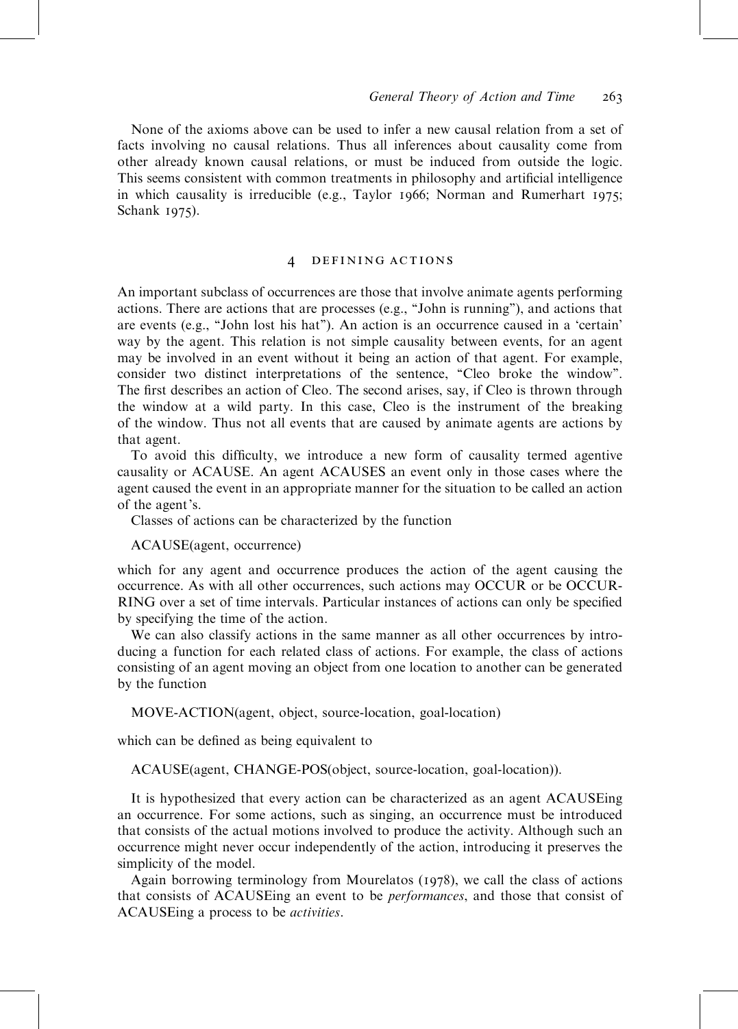None of the axioms above can be used to infer a new causal relation from a set of facts involving no causal relations. Thus all inferences about causality come from other already known causal relations, or must be induced from outside the logic. This seems consistent with common treatments in philosophy and artificial intelligence in which causality is irreducible (e.g., Taylor 1966; Norman and Rumerhart 1975; Schank 1975).

## 4 DEFINING ACTIONS

An important subclass of occurrences are those that involve animate agents performing actions. There are actions that are processes (e.g., "John is running"), and actions that are events (e.g., "John lost his hat"). An action is an occurrence caused in a 'certain' way by the agent. This relation is not simple causality between events, for an agent may be involved in an event without it being an action of that agent. For example, consider two distinct interpretations of the sentence, "Cleo broke the window". The first describes an action of Cleo. The second arises, say, if Cleo is thrown through the window at a wild party. In this case, Cleo is the instrument of the breaking of the window. Thus not all events that are caused by animate agents are actions by that agent.

To avoid this difficulty, we introduce a new form of causality termed agentive causality or ACAUSE. An agent ACAUSES an event only in those cases where the agent caused the event in an appropriate manner for the situation to be called an action of the agent's.

Classes of actions can be characterized by the function

ACAUSE(agent, occurrence)

which for any agent and occurrence produces the action of the agent causing the occurrence. As with all other occurrences, such actions may OCCUR or be OCCURRING over a set of time intervals. Particular instances of actions can only be specified by specifying the time of the action.

We can also classify actions in the same manner as all other occurrences by introducing a function for each related class of actions. For example, the class of actions consisting of an agent moving an object from one location to another can be generated by the function

MOVE-ACTION(agent, object, source-location, goal-location)

which can be defined as being equivalent to

ACAUSE(agent, CHANGE-POS(object, source-location, goal-location)).

It is hypothesized that every action can be characterized as an agent ACAUSEing an occurrence. For some actions, such as singing, an occurrence must be introduced that consists of the actual motions involved to produce the activity. Although such an occurrence might never occur independently of the action, introducing it preserves the simplicity of the model.

Again borrowing terminology from Mourelatos (1978), we call the class of actions that consists of ACAUSEing an event to be *performances*, and those that consist of ACAUSEing a process to be *activities*.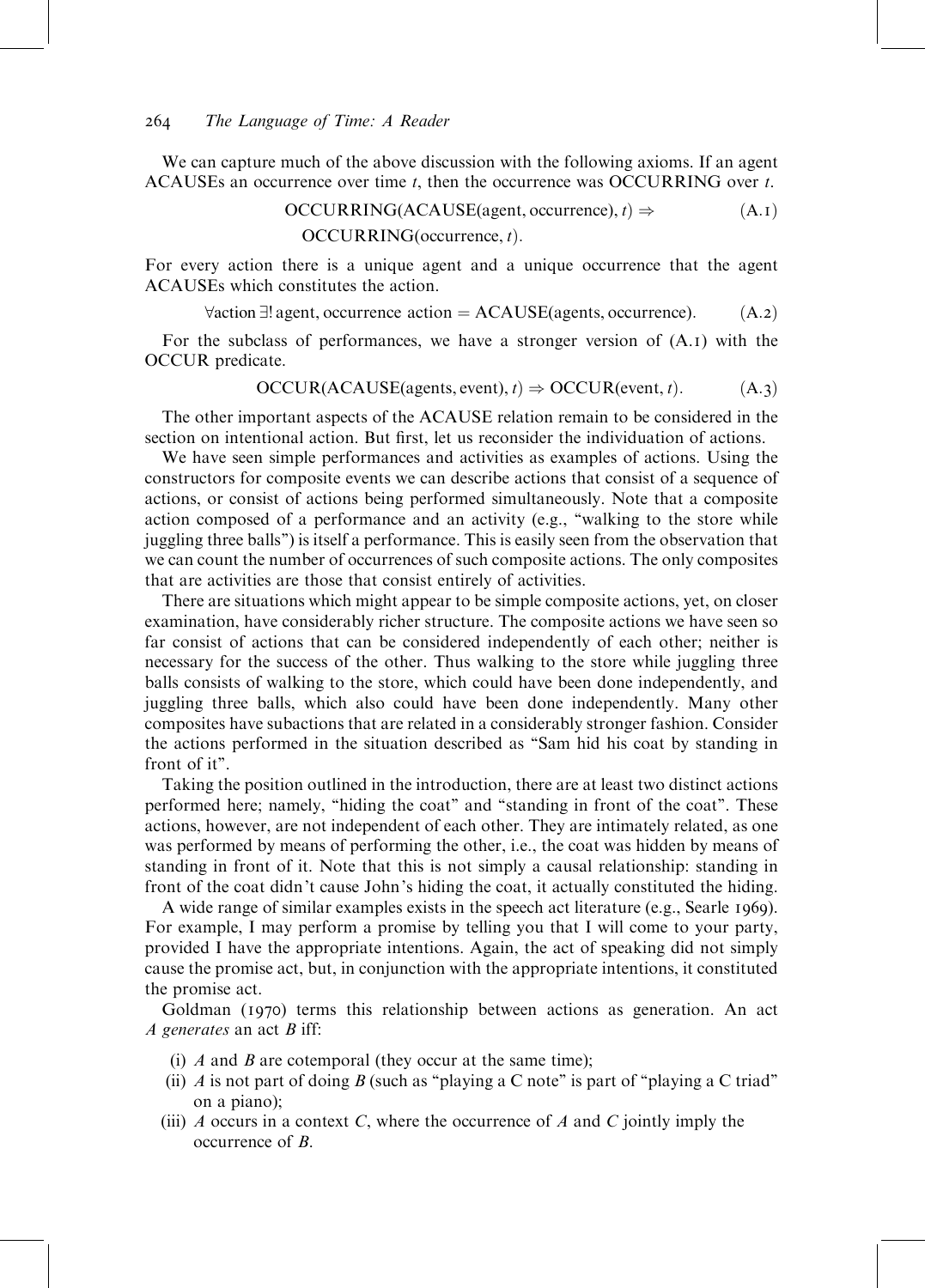We can capture much of the above discussion with the following axioms. If an agent ACAUSEs an occurrence over time $t$, then the occurrence was OCCURRING over $t$.

$$\text{OCCURRING}(\text{ACAUSE}(\text{agent}, \text{occurrence}), t) \Rightarrow \text{OCCURRING}(\text{occurrence}, t). \tag{A.1}$$

For every action there is a unique agent and a unique occurrence that the agent ACAUSEs which constitutes the action.

$$\forall \text{action} \, \exists! \, \text{agent, occurrence action} = \text{ACAUSE}(\text{agents}, \text{occurrence}). \tag{A.2}$$

For the subclass of performances, we have a stronger version of (A.1) with the OCCUR predicate.

$$\text{OCCUR}(\text{ACAUSE}(\text{agents}, \text{event}), t) \Rightarrow \text{OCCUR}(\text{event}, t). \tag{A.3}$$

The other important aspects of the ACAUSE relation remain to be considered in the section on intentional action. But first, let us reconsider the individuation of actions.

We have seen simple performances and activities as examples of actions. Using the constructors for composite events we can describe actions that consist of a sequence of actions, or consist of actions being performed simultaneously. Note that a composite action composed of a performance and an activity (e.g., "walking to the store while juggling three balls") is itself a performance. This is easily seen from the observation that we can count the number of occurrences of such composite actions. The only composites that are activities are those that consist entirely of activities.

There are situations which might appear to be simple composite actions, yet, on closer examination, have considerably richer structure. The composite actions we have seen so far consist of actions that can be considered independently of each other; neither is necessary for the success of the other. Thus walking to the store while juggling three balls consists of walking to the store, which could have been done independently, and juggling three balls, which also could have been done independently. Many other composites have subactions that are related in a considerably stronger fashion. Consider the actions performed in the situation described as "Sam hid his coat by standing in front of it".

Taking the position outlined in the introduction, there are at least two distinct actions performed here; namely, "hiding the coat" and "standing in front of the coat". These actions, however, are not independent of each other. They are intimately related, as one was performed by means of performing the other, i.e., the coat was hidden by means of standing in front of it. Note that this is not simply a causal relationship: standing in front of the coat didn't cause John's hiding the coat, it actually constituted the hiding.

A wide range of similar examples exists in the speech act literature (e.g., Searle 1969). For example, I may perform a promise by telling you that I will come to your party, provided I have the appropriate intentions. Again, the act of speaking did not simply cause the promise act, but, in conjunction with the appropriate intentions, it constituted the promise act.

Goldman (1970) terms this relationship between actions as generation. An act $A$ *generates* an act $B$ iff:

(i) $A$ and $B$ are cotemporal (they occur at the same time);

(ii) $A$ is not part of doing $B$ (such as "playing a C note" is part of "playing a C triad" on a piano);

(iii) $A$ occurs in a context $C$, where the occurrence of $A$ and $C$ jointly imply the occurrence of $B$.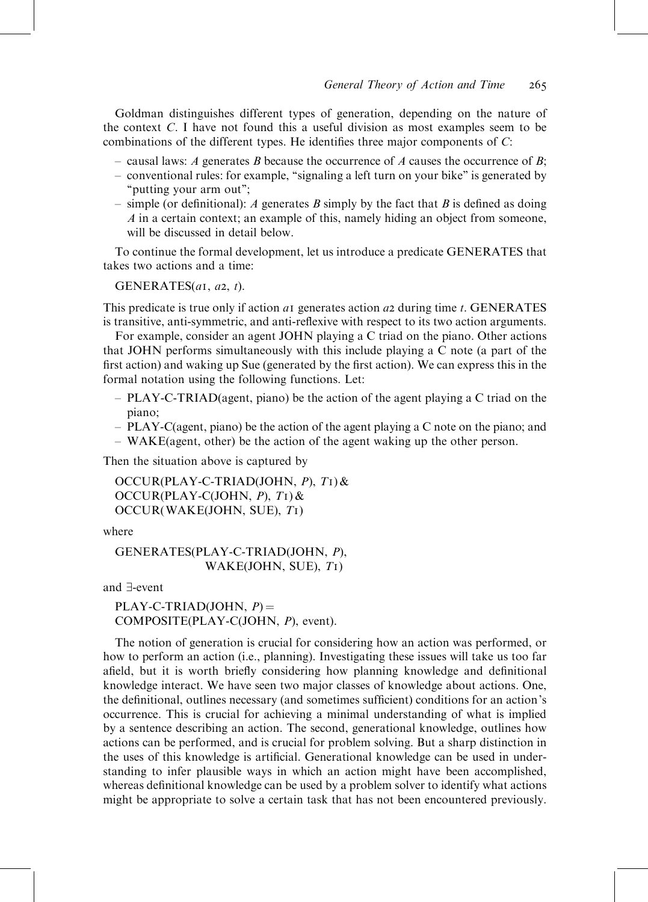Goldman distinguishes different types of generation, depending on the nature of the context *C*. I have not found this a useful division as most examples seem to be combinations of the different types. He identifies three major components of *C*:

- causal laws: *A* generates *B* because the occurrence of *A* causes the occurrence of *B*;
- conventional rules: for example, "signaling a left turn on your bike" is generated by "putting your arm out";
- simple (or definitional): *A* generates *B* simply by the fact that *B* is defined as doing *A* in a certain context; an example of this, namely hiding an object from someone, will be discussed in detail below.

To continue the formal development, let us introduce a predicate GENERATES that takes two actions and a time:

GENERATES($a1$, $a2$, $t$).

This predicate is true only if action $a1$ generates action $a2$ during time $t$. GENERATES is transitive, anti-symmetric, and anti-reflexive with respect to its two action arguments.

For example, consider an agent JOHN playing a C triad on the piano. Other actions that JOHN performs simultaneously with this include playing a C note (a part of the first action) and waking up Sue (generated by the first action). We can express this in the formal notation using the following functions. Let:

- PLAY-C-TRIAD(agent, piano) be the action of the agent playing a C triad on the piano;
- PLAY-C(agent, piano) be the action of the agent playing a C note on the piano; and
- WAKE(agent, other) be the action of the agent waking up the other person.

Then the situation above is captured by

OCCUR(PLAY-C-TRIAD(JOHN, *P*), *T1*) &
OCCUR(PLAY-C(JOHN, *P*), *T1*) &
OCCUR(WAKE(JOHN, SUE), *T1*)

where

GENERATES(PLAY-C-TRIAD(JOHN, *P*),
WAKE(JOHN, SUE), *T1*)

and ∃-event

PLAY-C-TRIAD(JOHN, *P*) =
COMPOSITE(PLAY-C(JOHN, *P*), event).

The notion of generation is crucial for considering how an action was performed, or how to perform an action (i.e., planning). Investigating these issues will take us too far afield, but it is worth briefly considering how planning knowledge and definitional knowledge interact. We have seen two major classes of knowledge about actions. One, the definitional, outlines necessary (and sometimes sufficient) conditions for an action's occurrence. This is crucial for achieving a minimal understanding of what is implied by a sentence describing an action. The second, generational knowledge, outlines how actions can be performed, and is crucial for problem solving. But a sharp distinction in the uses of this knowledge is artificial. Generational knowledge can be used in understanding to infer plausible ways in which an action might have been accomplished, whereas definitional knowledge can be used by a problem solver to identify what actions might be appropriate to solve a certain task that has not been encountered previously.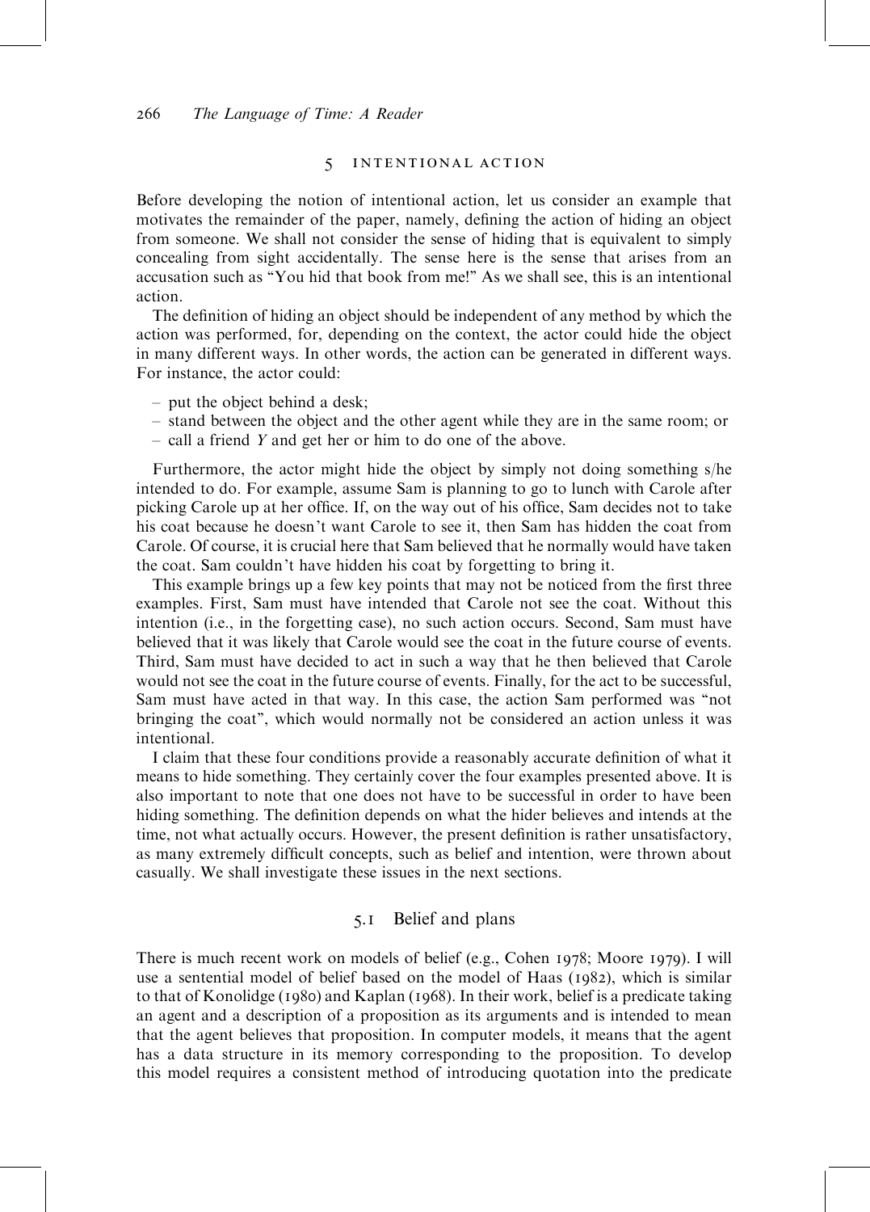## 5 INTENTIONAL ACTION

Before developing the notion of intentional action, let us consider an example that motivates the remainder of the paper, namely, defining the action of hiding an object from someone. We shall not consider the sense of hiding that is equivalent to simply concealing from sight accidentally. The sense here is the sense that arises from an accusation such as "You hid that book from me!" As we shall see, this is an intentional action.

The definition of hiding an object should be independent of any method by which the action was performed, for, depending on the context, the actor could hide the object in many different ways. In other words, the action can be generated in different ways. For instance, the actor could:

- put the object behind a desk;
- stand between the object and the other agent while they are in the same room; or
- call a friend *Y* and get her or him to do one of the above.

Furthermore, the actor might hide the object by simply not doing something s/he intended to do. For example, assume Sam is planning to go to lunch with Carole after picking Carole up at her office. If, on the way out of his office, Sam decides not to take his coat because he doesn't want Carole to see it, then Sam has hidden the coat from Carole. Of course, it is crucial here that Sam believed that he normally would have taken the coat. Sam couldn't have hidden his coat by forgetting to bring it.

This example brings up a few key points that may not be noticed from the first three examples. First, Sam must have intended that Carole not see the coat. Without this intention (i.e., in the forgetting case), no such action occurs. Second, Sam must have believed that it was likely that Carole would see the coat in the future course of events. Third, Sam must have decided to act in such a way that he then believed that Carole would not see the coat in the future course of events. Finally, for the act to be successful, Sam must have acted in that way. In this case, the action Sam performed was "not bringing the coat", which would normally not be considered an action unless it was intentional.

I claim that these four conditions provide a reasonably accurate definition of what it means to hide something. They certainly cover the four examples presented above. It is also important to note that one does not have to be successful in order to have been hiding something. The definition depends on what the hider believes and intends at the time, not what actually occurs. However, the present definition is rather unsatisfactory, as many extremely difficult concepts, such as belief and intention, were thrown about casually. We shall investigate these issues in the next sections.

### 5.1 Belief and plans

There is much recent work on models of belief (e.g., Cohen 1978; Moore 1979). I will use a sentential model of belief based on the model of Haas (1982), which is similar to that of Konolidge (1980) and Kaplan (1968). In their work, belief is a predicate taking an agent and a description of a proposition as its arguments and is intended to mean that the agent believes that proposition. In computer models, it means that the agent has a data structure in its memory corresponding to the proposition. To develop this model requires a consistent method of introducing quotation into the predicate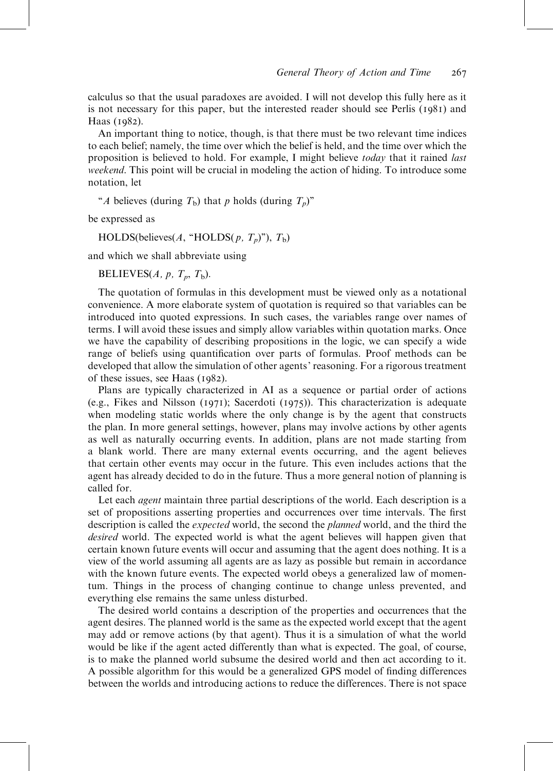calculus so that the usual paradoxes are avoided. I will not develop this fully here as it is not necessary for this paper, but the interested reader should see Perlis (1981) and Haas (1982).

An important thing to notice, though, is that there must be two relevant time indices to each belief; namely, the time over which the belief is held, and the time over which the proposition is believed to hold. For example, I might believe *today* that it rained *last weekend*. This point will be crucial in modeling the action of hiding. To introduce some notation, let

"$A$ believes (during $T_b$) that $p$ holds (during $T_p$)"

be expressed as

HOLDS(believes($A$, "HOLDS($p$, $T_p$)"), $T_b$)

and which we shall abbreviate using

BELIEVES($A$, $p$, $T_p$, $T_b$).

The quotation of formulas in this development must be viewed only as a notational convenience. A more elaborate system of quotation is required so that variables can be introduced into quoted expressions. In such cases, the variables range over names of terms. I will avoid these issues and simply allow variables within quotation marks. Once we have the capability of describing propositions in the logic, we can specify a wide range of beliefs using quantification over parts of formulas. Proof methods can be developed that allow the simulation of other agents' reasoning. For a rigorous treatment of these issues, see Haas (1982).

Plans are typically characterized in AI as a sequence or partial order of actions (e.g., Fikes and Nilsson (1971); Sacerdoti (1975)). This characterization is adequate when modeling static worlds where the only change is by the agent that constructs the plan. In more general settings, however, plans may involve actions by other agents as well as naturally occurring events. In addition, plans are not made starting from a blank world. There are many external events occurring, and the agent believes that certain other events may occur in the future. This even includes actions that the agent has already decided to do in the future. Thus a more general notion of planning is called for.

Let each *agent* maintain three partial descriptions of the world. Each description is a set of propositions asserting properties and occurrences over time intervals. The first description is called the *expected* world, the second the *planned* world, and the third the *desired* world. The expected world is what the agent believes will happen given that certain known future events will occur and assuming that the agent does nothing. It is a view of the world assuming all agents are as lazy as possible but remain in accordance with the known future events. The expected world obeys a generalized law of momentum. Things in the process of changing continue to change unless prevented, and everything else remains the same unless disturbed.

The desired world contains a description of the properties and occurrences that the agent desires. The planned world is the same as the expected world except that the agent may add or remove actions (by that agent). Thus it is a simulation of what the world would be like if the agent acted differently than what is expected. The goal, of course, is to make the planned world subsume the desired world and then act according to it. A possible algorithm for this would be a generalized GPS model of finding differences between the worlds and introducing actions to reduce the differences. There is not space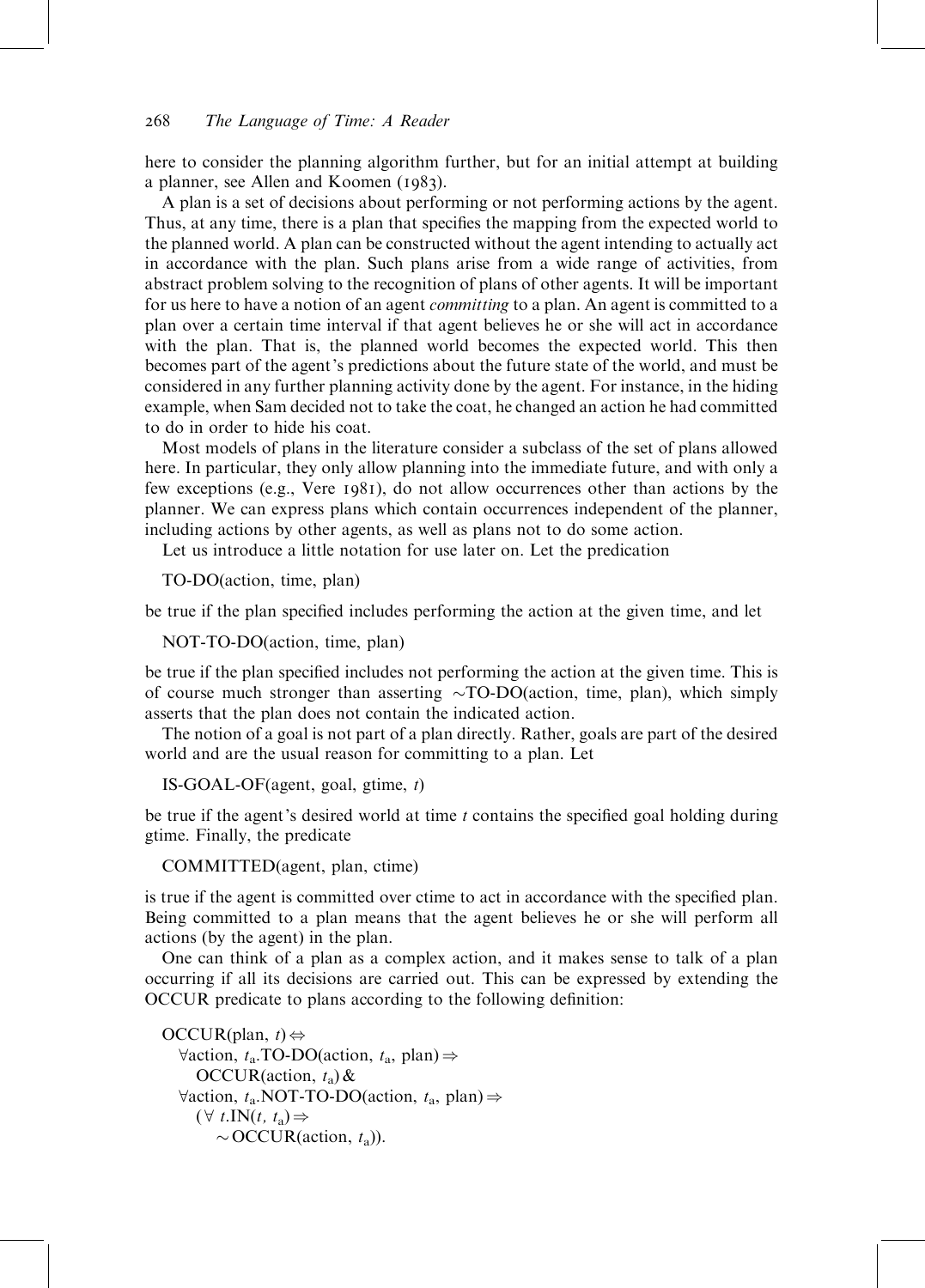here to consider the planning algorithm further, but for an initial attempt at building a planner, see Allen and Koomen (1983).

A plan is a set of decisions about performing or not performing actions by the agent. Thus, at any time, there is a plan that specifies the mapping from the expected world to the planned world. A plan can be constructed without the agent intending to actually act in accordance with the plan. Such plans arise from a wide range of activities, from abstract problem solving to the recognition of plans of other agents. It will be important for us here to have a notion of an agent *committing* to a plan. An agent is committed to a plan over a certain time interval if that agent believes he or she will act in accordance with the plan. That is, the planned world becomes the expected world. This then becomes part of the agent's predictions about the future state of the world, and must be considered in any further planning activity done by the agent. For instance, in the hiding example, when Sam decided not to take the coat, he changed an action he had committed to do in order to hide his coat.

Most models of plans in the literature consider a subclass of the set of plans allowed here. In particular, they only allow planning into the immediate future, and with only a few exceptions (e.g., Vere 1981), do not allow occurrences other than actions by the planner. We can express plans which contain occurrences independent of the planner, including actions by other agents, as well as plans not to do some action.

Let us introduce a little notation for use later on. Let the predication

TO-DO(action, time, plan)

be true if the plan specified includes performing the action at the given time, and let

NOT-TO-DO(action, time, plan)

be true if the plan specified includes not performing the action at the given time. This is of course much stronger than asserting ~TO-DO(action, time, plan), which simply asserts that the plan does not contain the indicated action.

The notion of a goal is not part of a plan directly. Rather, goals are part of the desired world and are the usual reason for committing to a plan. Let

IS-GOAL-OF(agent, goal, gtime, $t$)

be true if the agent's desired world at time $t$ contains the specified goal holding during gtime. Finally, the predicate

COMMITTED(agent, plan, ctime)

is true if the agent is committed over ctime to act in accordance with the specified plan. Being committed to a plan means that the agent believes he or she will perform all actions (by the agent) in the plan.

One can think of a plan as a complex action, and it makes sense to talk of a plan occurring if all its decisions are carried out. This can be expressed by extending the OCCUR predicate to plans according to the following definition:

$$
\begin{aligned}
&\text{OCCUR(plan, } t) \Leftrightarrow \\
&\quad \forall \text{action}, t_a.\text{TO-DO(action, } t_a, \text{plan)} \Rightarrow \\
&\qquad \text{OCCUR(action, } t_a) \;\& \\
&\quad \forall \text{action}, t_a.\text{NOT-TO-DO(action, } t_a, \text{plan)} \Rightarrow \\
&\qquad (\forall\, t.\text{IN}(t, t_a) \Rightarrow \\
&\qquad\quad \sim \text{OCCUR(action, } t_a)).
\end{aligned}
$$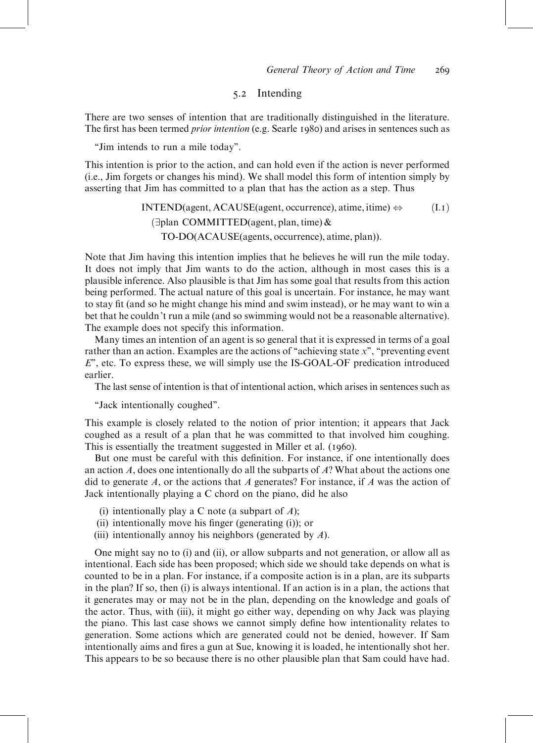## 5.2 Intending

There are two senses of intention that are traditionally distinguished in the literature. The first has been termed *prior intention* (e.g. Searle 1980) and arises in sentences such as

"Jim intends to run a mile today".

This intention is prior to the action, and can hold even if the action is never performed (i.e., Jim forgets or changes his mind). We shall model this form of intention simply by asserting that Jim has committed to a plan that has the action as a step. Thus

$$\begin{aligned}&\text{INTEND(agent, ACAUSE(agent, occurrence), atime, itime)} \Leftrightarrow \qquad (\text{I.1})\\&(\exists \text{plan COMMITTED(agent, plan, time)} \,\&\\&\quad \text{TO-DO(ACAUSE(agents, occurrence), atime, plan))}.\end{aligned}$$

Note that Jim having this intention implies that he believes he will run the mile today. It does not imply that Jim wants to do the action, although in most cases this is a plausible inference. Also plausible is that Jim has some goal that results from this action being performed. The actual nature of this goal is uncertain. For instance, he may want to stay fit (and so he might change his mind and swim instead), or he may want to win a bet that he couldn't run a mile (and so swimming would not be a reasonable alternative). The example does not specify this information.

Many times an intention of an agent is so general that it is expressed in terms of a goal rather than an action. Examples are the actions of "achieving state $x$", "preventing event $E$", etc. To express these, we will simply use the IS-GOAL-OF predication introduced earlier.

The last sense of intention is that of intentional action, which arises in sentences such as

"Jack intentionally coughed".

This example is closely related to the notion of prior intention; it appears that Jack coughed as a result of a plan that he was committed to that involved him coughing. This is essentially the treatment suggested in Miller et al. (1960).

But one must be careful with this definition. For instance, if one intentionally does an action $A$, does one intentionally do all the subparts of $A$? What about the actions one did to generate $A$, or the actions that $A$ generates? For instance, if $A$ was the action of Jack intentionally playing a C chord on the piano, did he also

(i) intentionally play a C note (a subpart of $A$);
(ii) intentionally move his finger (generating (i)); or
(iii) intentionally annoy his neighbors (generated by $A$).

One might say no to (i) and (ii), or allow subparts and not generation, or allow all as intentional. Each side has been proposed; which side we should take depends on what is counted to be in a plan. For instance, if a composite action is in a plan, are its subparts in the plan? If so, then (i) is always intentional. If an action is in a plan, the actions that it generates may or may not be in the plan, depending on the knowledge and goals of the actor. Thus, with (iii), it might go either way, depending on why Jack was playing the piano. This last case shows we cannot simply define how intentionality relates to generation. Some actions which are generated could not be denied, however. If Sam intentionally aims and fires a gun at Sue, knowing it is loaded, he intentionally shot her. This appears to be so because there is no other plausible plan that Sam could have had.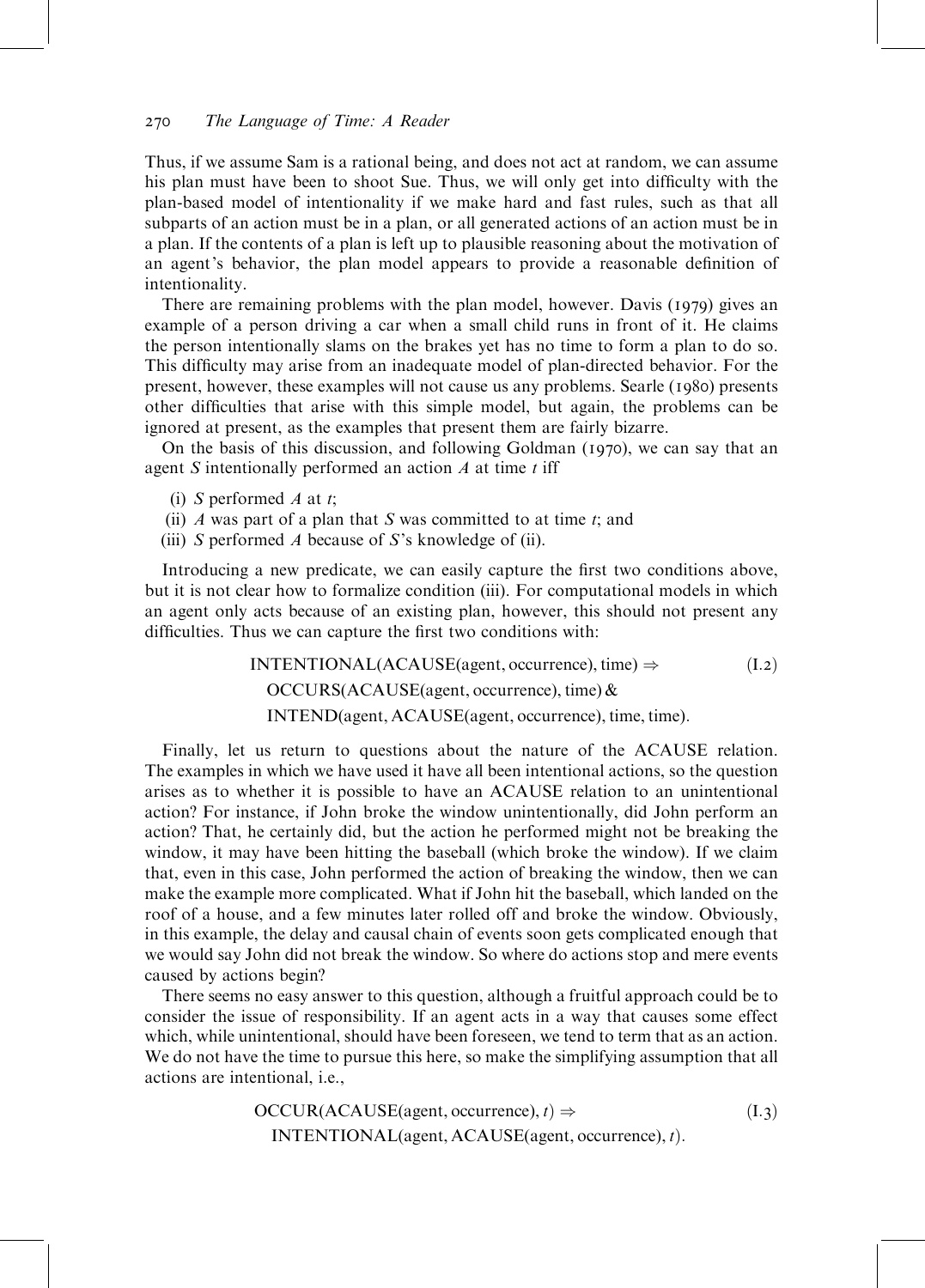Thus, if we assume Sam is a rational being, and does not act at random, we can assume his plan must have been to shoot Sue. Thus, we will only get into difficulty with the plan-based model of intentionality if we make hard and fast rules, such as that all subparts of an action must be in a plan, or all generated actions of an action must be in a plan. If the contents of a plan is left up to plausible reasoning about the motivation of an agent's behavior, the plan model appears to provide a reasonable definition of intentionality.

There are remaining problems with the plan model, however. Davis (1979) gives an example of a person driving a car when a small child runs in front of it. He claims the person intentionally slams on the brakes yet has no time to form a plan to do so. This difficulty may arise from an inadequate model of plan-directed behavior. For the present, however, these examples will not cause us any problems. Searle (1980) presents other difficulties that arise with this simple model, but again, the problems can be ignored at present, as the examples that present them are fairly bizarre.

On the basis of this discussion, and following Goldman (1970), we can say that an agent $S$ intentionally performed an action $A$ at time $t$ iff

(i) $S$ performed $A$ at $t$;
(ii) $A$ was part of a plan that $S$ was committed to at time $t$; and
(iii) $S$ performed $A$ because of $S$'s knowledge of (ii).

Introducing a new predicate, we can easily capture the first two conditions above, but it is not clear how to formalize condition (iii). For computational models in which an agent only acts because of an existing plan, however, this should not present any difficulties. Thus we can capture the first two conditions with:

$$\begin{aligned}
&\text{INTENTIONAL(ACAUSE(agent, occurrence), time)} \Rightarrow \qquad \text{(I.2)}\\
&\quad \text{OCCURS(ACAUSE(agent, occurrence), time)} \,\&\\
&\quad \text{INTEND(agent, ACAUSE(agent, occurrence), time, time)}.
\end{aligned}$$

Finally, let us return to questions about the nature of the ACAUSE relation. The examples in which we have used it have all been intentional actions, so the question arises as to whether it is possible to have an ACAUSE relation to an unintentional action? For instance, if John broke the window unintentionally, did John perform an action? That, he certainly did, but the action he performed might not be breaking the window, it may have been hitting the baseball (which broke the window). If we claim that, even in this case, John performed the action of breaking the window, then we can make the example more complicated. What if John hit the baseball, which landed on the roof of a house, and a few minutes later rolled off and broke the window. Obviously, in this example, the delay and causal chain of events soon gets complicated enough that we would say John did not break the window. So where do actions stop and mere events caused by actions begin?

There seems no easy answer to this question, although a fruitful approach could be to consider the issue of responsibility. If an agent acts in a way that causes some effect which, while unintentional, should have been foreseen, we tend to term that as an action. We do not have the time to pursue this here, so make the simplifying assumption that all actions are intentional, i.e.,

$$\begin{aligned}
&\text{OCCUR(ACAUSE(agent, occurrence)}, t) \Rightarrow \qquad \text{(I.3)}\\
&\quad \text{INTENTIONAL(agent, ACAUSE(agent, occurrence)}, t).
\end{aligned}$$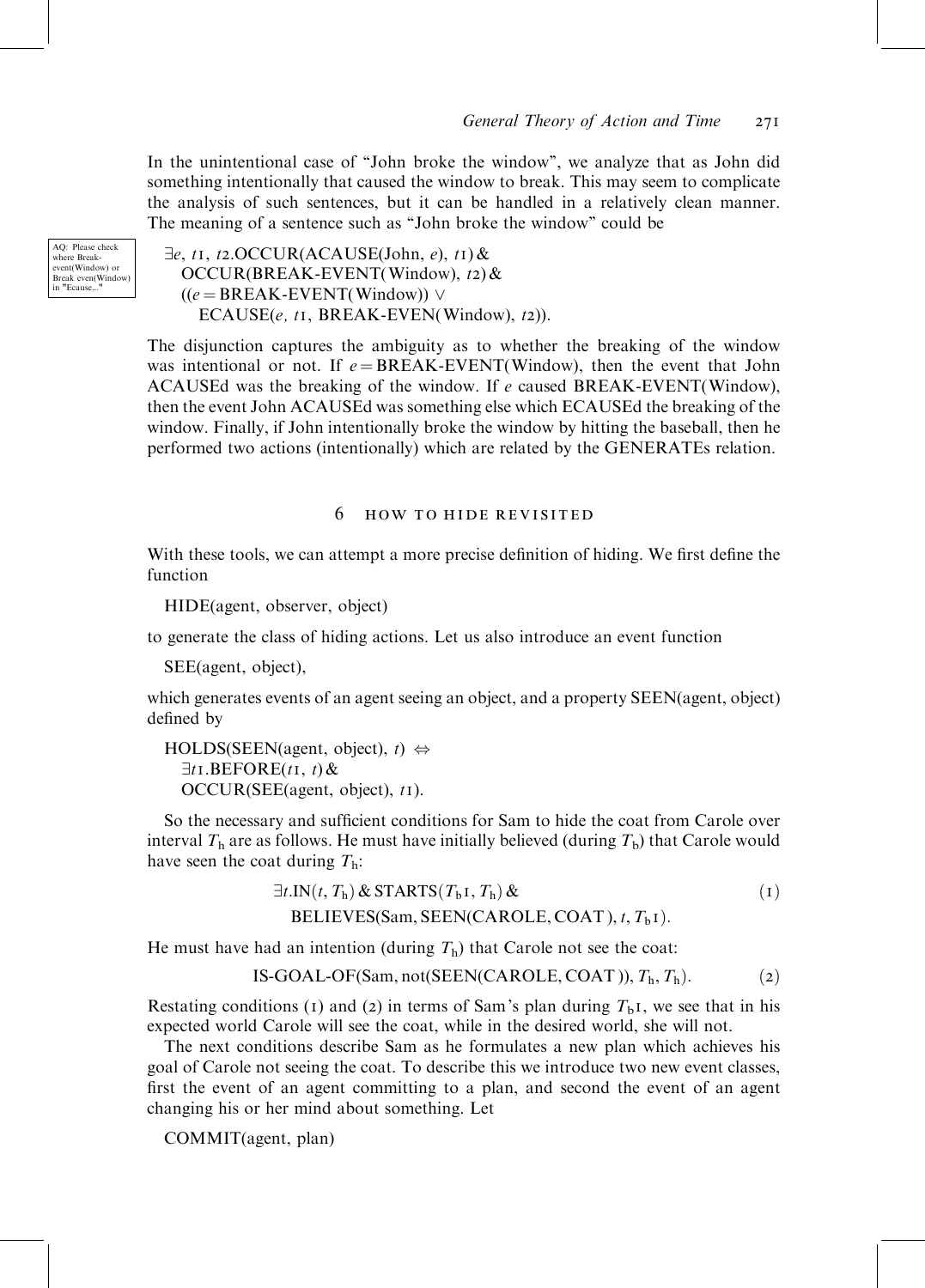In the unintentional case of "John broke the window", we analyze that as John did something intentionally that caused the window to break. This may seem to complicate the analysis of such sentences, but it can be handled in a relatively clean manner. The meaning of a sentence such as "John broke the window" could be

AQ: Please check where Break-event(Window) or Break even(Window) in "Ecause..."

$$
\begin{aligned}
&\exists e, t1, t2.\text{OCCUR}(\text{ACAUSE}(\text{John}, e), t1)\ \& \\
&\quad \text{OCCUR}(\text{BREAK-EVENT}(\text{Window}), t2)\ \& \\
&\quad ((e = \text{BREAK-EVENT}(\text{Window})) \vee \\
&\qquad \text{ECAUSE}(e, t1, \text{BREAK-EVEN}(\text{Window}), t2)).
\end{aligned}
$$

The disjunction captures the ambiguity as to whether the breaking of the window was intentional or not. If $e = \text{BREAK-EVENT(Window)}$, then the event that John ACAUSEd was the breaking of the window. If $e$ caused BREAK-EVENT(Window), then the event John ACAUSEd was something else which ECAUSEd the breaking of the window. Finally, if John intentionally broke the window by hitting the baseball, then he performed two actions (intentionally) which are related by the GENERATEs relation.

## 6 HOW TO HIDE REVISITED

With these tools, we can attempt a more precise definition of hiding. We first define the function

HIDE(agent, observer, object)

to generate the class of hiding actions. Let us also introduce an event function

SEE(agent, object),

which generates events of an agent seeing an object, and a property SEEN(agent, object) defined by

$$
\begin{aligned}
&\text{HOLDS}(\text{SEEN}(\text{agent, object}), t) \Leftrightarrow \\
&\quad \exists t1.\text{BEFORE}(t1, t)\ \& \\
&\quad \text{OCCUR}(\text{SEE}(\text{agent, object}), t1).
\end{aligned}
$$

So the necessary and sufficient conditions for Sam to hide the coat from Carole over interval $T_h$ are as follows. He must have initially believed (during $T_b$) that Carole would have seen the coat during $T_h$:

$$
\begin{aligned}
&\exists t.\text{IN}(t, T_h)\ \&\ \text{STARTS}(T_b1, T_h)\ \& \\
&\quad \text{BELIEVES}(\text{Sam}, \text{SEEN}(\text{CAROLE}, \text{COAT}), t, T_b1).
\end{aligned} \tag{1}
$$

He must have had an intention (during $T_h$) that Carole not see the coat:

$$
\text{IS-GOAL-OF}(\text{Sam}, \text{not}(\text{SEEN}(\text{CAROLE}, \text{COAT})), T_h, T_h). \tag{2}
$$

Restating conditions (1) and (2) in terms of Sam's plan during $T_b1$, we see that in his expected world Carole will see the coat, while in the desired world, she will not.

The next conditions describe Sam as he formulates a new plan which achieves his goal of Carole not seeing the coat. To describe this we introduce two new event classes, first the event of an agent committing to a plan, and second the event of an agent changing his or her mind about something. Let

COMMIT(agent, plan)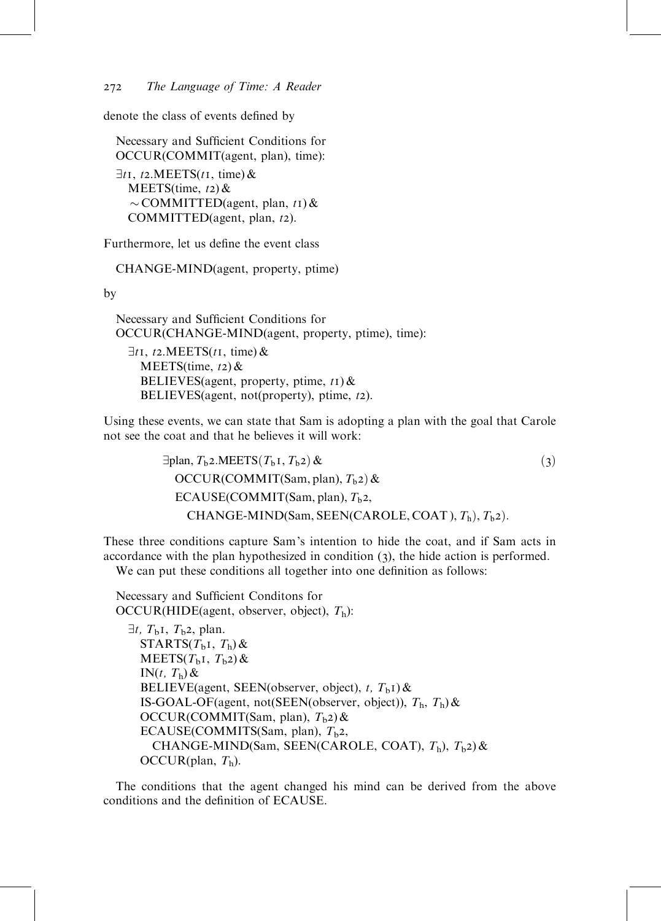denote the class of events defined by

Necessary and Sufficient Conditions for
OCCUR(COMMIT(agent, plan), time):

$\exists t1, t2$.MEETS($t1$, time) &
MEETS(time, $t2$) &
$\sim$COMMITTED(agent, plan, $t1$) &
COMMITTED(agent, plan, $t2$).

Furthermore, let us define the event class

CHANGE-MIND(agent, property, ptime)

by

Necessary and Sufficient Conditions for
OCCUR(CHANGE-MIND(agent, property, ptime), time):

$\exists t1, t2$.MEETS($t1$, time) &
MEETS(time, $t2$) &
BELIEVES(agent, property, ptime, $t1$) &
BELIEVES(agent, not(property), ptime, $t2$).

Using these events, we can state that Sam is adopting a plan with the goal that Carole not see the coat and that he believes it will work:

$$\begin{aligned}
&\exists \text{plan}, T_b2.\text{MEETS}(T_b1, T_b2)\ \& \\
&\quad \text{OCCUR(COMMIT(Sam, plan)}, T_b2)\ \& \\
&\quad \text{ECAUSE(COMMIT(Sam, plan)}, T_b2, \\
&\qquad \text{CHANGE-MIND(Sam, SEEN(CAROLE, COAT)}, T_h), T_b2).
\end{aligned} \tag{3}$$

These three conditions capture Sam's intention to hide the coat, and if Sam acts in accordance with the plan hypothesized in condition (3), the hide action is performed.

We can put these conditions all together into one definition as follows:

Necessary and Sufficient Conditons for
OCCUR(HIDE(agent, observer, object), $T_h$):

$\exists t, T_b1, T_b2$, plan.
STARTS($T_b1$, $T_h$) &
MEETS($T_b1$, $T_b2$) &
IN($t$, $T_h$) &
BELIEVE(agent, SEEN(observer, object), $t$, $T_b1$) &
IS-GOAL-OF(agent, not(SEEN(observer, object)), $T_h$, $T_h$) &
OCCUR(COMMIT(Sam, plan), $T_b2$) &
ECAUSE(COMMITS(Sam, plan), $T_b2$,
CHANGE-MIND(Sam, SEEN(CAROLE, COAT), $T_h$), $T_b2$) &
OCCUR(plan, $T_h$).

The conditions that the agent changed his mind can be derived from the above conditions and the definition of ECAUSE.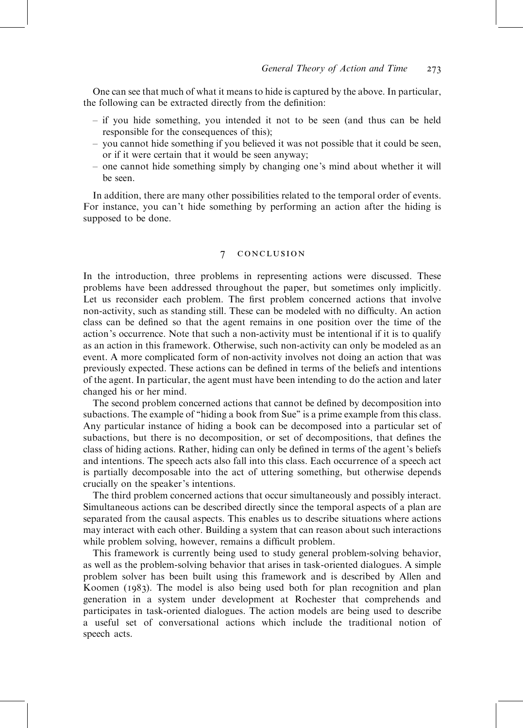One can see that much of what it means to hide is captured by the above. In particular, the following can be extracted directly from the definition:

- if you hide something, you intended it not to be seen (and thus can be held responsible for the consequences of this);
- you cannot hide something if you believed it was not possible that it could be seen, or if it were certain that it would be seen anyway;
- one cannot hide something simply by changing one's mind about whether it will be seen.

In addition, there are many other possibilities related to the temporal order of events. For instance, you can't hide something by performing an action after the hiding is supposed to be done.

## 7 CONCLUSION

In the introduction, three problems in representing actions were discussed. These problems have been addressed throughout the paper, but sometimes only implicitly. Let us reconsider each problem. The first problem concerned actions that involve non-activity, such as standing still. These can be modeled with no difficulty. An action class can be defined so that the agent remains in one position over the time of the action's occurrence. Note that such a non-activity must be intentional if it is to qualify as an action in this framework. Otherwise, such non-activity can only be modeled as an event. A more complicated form of non-activity involves not doing an action that was previously expected. These actions can be defined in terms of the beliefs and intentions of the agent. In particular, the agent must have been intending to do the action and later changed his or her mind.

The second problem concerned actions that cannot be defined by decomposition into subactions. The example of "hiding a book from Sue" is a prime example from this class. Any particular instance of hiding a book can be decomposed into a particular set of subactions, but there is no decomposition, or set of decompositions, that defines the class of hiding actions. Rather, hiding can only be defined in terms of the agent's beliefs and intentions. The speech acts also fall into this class. Each occurrence of a speech act is partially decomposable into the act of uttering something, but otherwise depends crucially on the speaker's intentions.

The third problem concerned actions that occur simultaneously and possibly interact. Simultaneous actions can be described directly since the temporal aspects of a plan are separated from the causal aspects. This enables us to describe situations where actions may interact with each other. Building a system that can reason about such interactions while problem solving, however, remains a difficult problem.

This framework is currently being used to study general problem-solving behavior, as well as the problem-solving behavior that arises in task-oriented dialogues. A simple problem solver has been built using this framework and is described by Allen and Koomen (1983). The model is also being used both for plan recognition and plan generation in a system under development at Rochester that comprehends and participates in task-oriented dialogues. The action models are being used to describe a useful set of conversational actions which include the traditional notion of speech acts.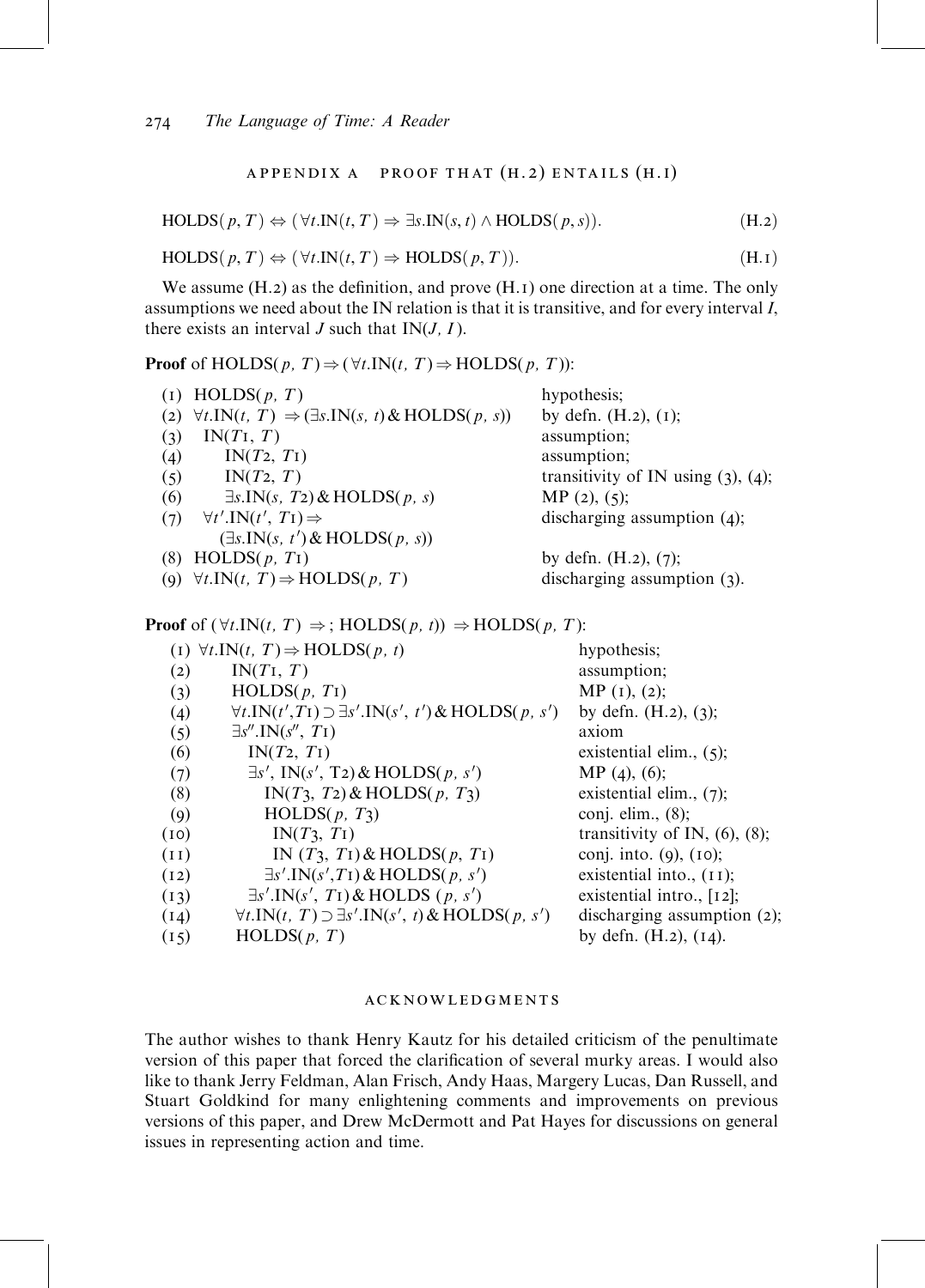## APPENDIX A PROOF THAT (H.2) ENTAILS (H.1)

$$\text{HOLDS}(p, T) \Leftrightarrow (\forall t.\text{IN}(t, T) \Rightarrow \exists s.\text{IN}(s, t) \wedge \text{HOLDS}(p, s)). \tag{H.2}$$

$$\text{HOLDS}(p, T) \Leftrightarrow (\forall t.\text{IN}(t, T) \Rightarrow \text{HOLDS}(p, T)). \tag{H.1}$$

We assume (H.2) as the definition, and prove (H.1) one direction at a time. The only assumptions we need about the IN relation is that it is transitive, and for every interval $I$, there exists an interval $J$ such that IN($J$, $I$).

**Proof** of $\text{HOLDS}(p, T) \Rightarrow (\forall t.\text{IN}(t, T) \Rightarrow \text{HOLDS}(p, T))$:

| | | |
|---|---|---|
| (1) | $\text{HOLDS}(p, T)$ | hypothesis; |
| (2) | $\forall t.\text{IN}(t, T) \Rightarrow (\exists s.\text{IN}(s, t) \,\&\, \text{HOLDS}(p, s))$ | by defn. (H.2), (1); |
| (3) | $\text{IN}(T1, T)$ | assumption; |
| (4) | $\text{IN}(T2, T1)$ | assumption; |
| (5) | $\text{IN}(T2, T)$ | transitivity of IN using (3), (4); |
| (6) | $\exists s.\text{IN}(s, T2) \,\&\, \text{HOLDS}(p, s)$ | MP (2), (5); |
| (7) | $\forall t'.\text{IN}(t', T1) \Rightarrow (\exists s.\text{IN}(s, t') \,\&\, \text{HOLDS}(p, s))$ | discharging assumption (4); |
| (8) | $\text{HOLDS}(p, T1)$ | by defn. (H.2), (7); |
| (9) | $\forall t.\text{IN}(t, T) \Rightarrow \text{HOLDS}(p, T)$ | discharging assumption (3). |

**Proof** of $(\forall t.\text{IN}(t, T) \Rightarrow;\ \text{HOLDS}(p, t)) \Rightarrow \text{HOLDS}(p, T)$:

| | | |
|---|---|---|
| (1) | $\forall t.\text{IN}(t, T) \Rightarrow \text{HOLDS}(p, t)$ | hypothesis; |
| (2) | $\text{IN}(T1, T)$ | assumption; |
| (3) | $\text{HOLDS}(p, T1)$ | MP (1), (2); |
| (4) | $\forall t.\text{IN}(t', T1) \supset \exists s'.\text{IN}(s', t') \,\&\, \text{HOLDS}(p, s')$ | by defn. (H.2), (3); |
| (5) | $\exists s''.\text{IN}(s'', T1)$ | axiom |
| (6) | $\text{IN}(T2, T1)$ | existential elim., (5); |
| (7) | $\exists s',\ \text{IN}(s', T2) \,\&\, \text{HOLDS}(p, s')$ | MP (4), (6); |
| (8) | $\text{IN}(T3, T2) \,\&\, \text{HOLDS}(p, T3)$ | existential elim., (7); |
| (9) | $\text{HOLDS}(p, T3)$ | conj. elim., (8); |
| (10) | $\text{IN}(T3, T1)$ | transitivity of IN, (6), (8); |
| (11) | $\text{IN}(T3, T1) \,\&\, \text{HOLDS}(p, T1)$ | conj. into. (9), (10); |
| (12) | $\exists s'.\text{IN}(s', T1) \,\&\, \text{HOLDS}(p, s')$ | existential into., (11); |
| (13) | $\exists s'.\text{IN}(s', T1) \,\&\, \text{HOLDS}(p, s')$ | existential intro., [12]; |
| (14) | $\forall t.\text{IN}(t, T) \supset \exists s'.\text{IN}(s', t) \,\&\, \text{HOLDS}(p, s')$ | discharging assumption (2); |
| (15) | $\text{HOLDS}(p, T)$ | by defn. (H.2), (14). |

## ACKNOWLEDGMENTS

The author wishes to thank Henry Kautz for his detailed criticism of the penultimate version of this paper that forced the clarification of several murky areas. I would also like to thank Jerry Feldman, Alan Frisch, Andy Haas, Margery Lucas, Dan Russell, and Stuart Goldkind for many enlightening comments and improvements on previous versions of this paper, and Drew McDermott and Pat Hayes for discussions on general issues in representing action and time.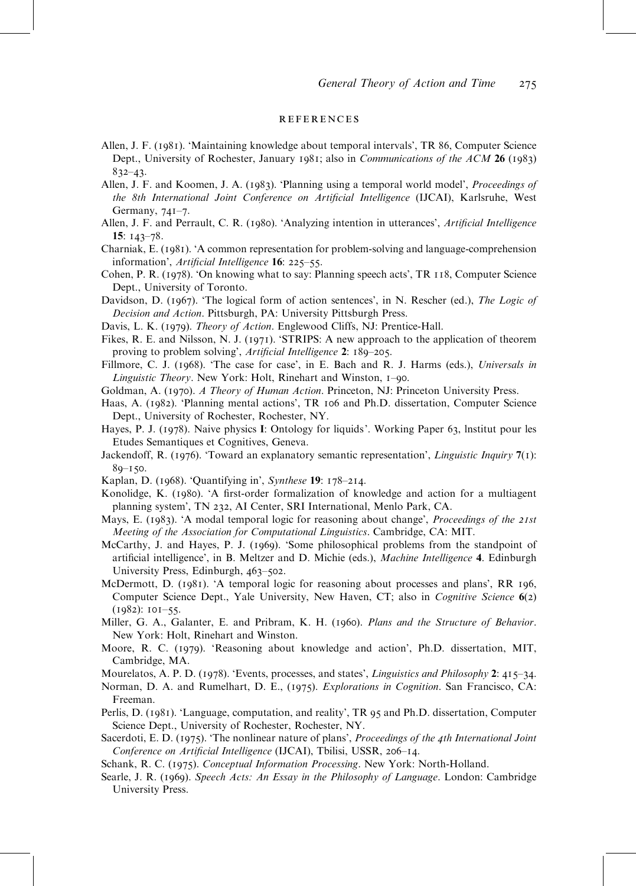## REFERENCES

Allen, J. F. (1981). 'Maintaining knowledge about temporal intervals', TR 86, Computer Science Dept., University of Rochester, January 1981; also in *Communications of the ACM* **26** (1983) 832–43.

Allen, J. F. and Koomen, J. A. (1983). 'Planning using a temporal world model', *Proceedings of the 8th International Joint Conference on Artificial Intelligence* (IJCAI), Karlsruhe, West Germany, 741–7.

Allen, J. F. and Perrault, C. R. (1980). 'Analyzing intention in utterances', *Artificial Intelligence* **15**: 143–78.

Charniak, E. (1981). 'A common representation for problem-solving and language-comprehension information', *Artificial Intelligence* **16**: 225–55.

Cohen, P. R. (1978). 'On knowing what to say: Planning speech acts', TR 118, Computer Science Dept., University of Toronto.

Davidson, D. (1967). 'The logical form of action sentences', in N. Rescher (ed.), *The Logic of Decision and Action*. Pittsburgh, PA: University Pittsburgh Press.

Davis, L. K. (1979). *Theory of Action*. Englewood Cliffs, NJ: Prentice-Hall.

Fikes, R. E. and Nilsson, N. J. (1971). 'STRIPS: A new approach to the application of theorem proving to problem solving', *Artificial Intelligence* **2**: 189–205.

Fillmore, C. J. (1968). 'The case for case', in E. Bach and R. J. Harms (eds.), *Universals in Linguistic Theory*. New York: Holt, Rinehart and Winston, 1–90.

Goldman, A. (1970). *A Theory of Human Action*. Princeton, NJ: Princeton University Press.

Haas, A. (1982). 'Planning mental actions', TR 106 and Ph.D. dissertation, Computer Science Dept., University of Rochester, Rochester, NY.

Hayes, P. J. (1978). Naive physics **I**: Ontology for liquids'. Working Paper 63, lnstitut pour les Etudes Semantiques et Cognitives, Geneva.

Jackendoff, R. (1976). 'Toward an explanatory semantic representation', *Linguistic Inquiry* **7**(1): 89–150.

Kaplan, D. (1968). 'Quantifying in', *Synthese* **19**: 178–214.

Konolidge, K. (1980). 'A first-order formalization of knowledge and action for a multiagent planning system', TN 232, AI Center, SRI International, Menlo Park, CA.

Mays, E. (1983). 'A modal temporal logic for reasoning about change', *Proceedings of the 21st Meeting of the Association for Computational Linguistics*. Cambridge, CA: MIT.

McCarthy, J. and Hayes, P. J. (1969). 'Some philosophical problems from the standpoint of artificial intelligence', in B. Meltzer and D. Michie (eds.), *Machine Intelligence* **4**. Edinburgh University Press, Edinburgh, 463–502.

McDermott, D. (1981). 'A temporal logic for reasoning about processes and plans', RR 196, Computer Science Dept., Yale University, New Haven, CT; also in *Cognitive Science* **6**(2) (1982): 101–55.

Miller, G. A., Galanter, E. and Pribram, K. H. (1960). *Plans and the Structure of Behavior*. New York: Holt, Rinehart and Winston.

Moore, R. C. (1979). 'Reasoning about knowledge and action', Ph.D. dissertation, MIT, Cambridge, MA.

Mourelatos, A. P. D. (1978). 'Events, processes, and states', *Linguistics and Philosophy* **2**: 415–34.

Norman, D. A. and Rumelhart, D. E., (1975). *Explorations in Cognition*. San Francisco, CA: Freeman.

Perlis, D. (1981). 'Language, computation, and reality', TR 95 and Ph.D. dissertation, Computer Science Dept., University of Rochester, Rochester, NY.

Sacerdoti, E. D. (1975). 'The nonlinear nature of plans', *Proceedings of the 4th International Joint Conference on Artificial Intelligence* (IJCAI), Tbilisi, USSR, 206–14.

Schank, R. C. (1975). *Conceptual Information Processing*. New York: North-Holland.

Searle, J. R. (1969). *Speech Acts: An Essay in the Philosophy of Language*. London: Cambridge University Press.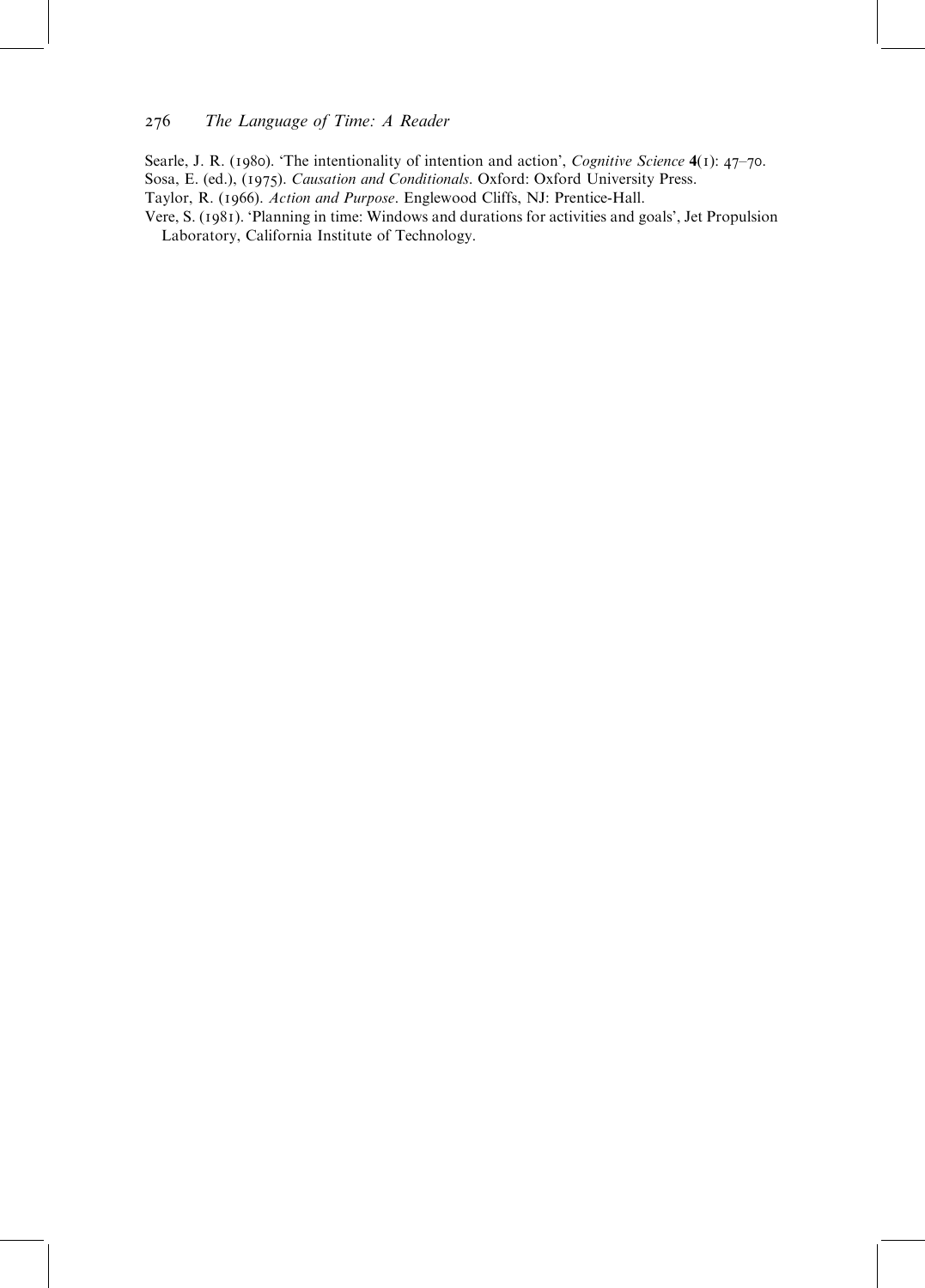Searle, J. R. (1980). 'The intentionality of intention and action', *Cognitive Science* **4**(1): 47–70.

Sosa, E. (ed.), (1975). *Causation and Conditionals*. Oxford: Oxford University Press.

Taylor, R. (1966). *Action and Purpose*. Englewood Cliffs, NJ: Prentice-Hall.

Vere, S. (1981). 'Planning in time: Windows and durations for activities and goals', Jet Propulsion Laboratory, California Institute of Technology.